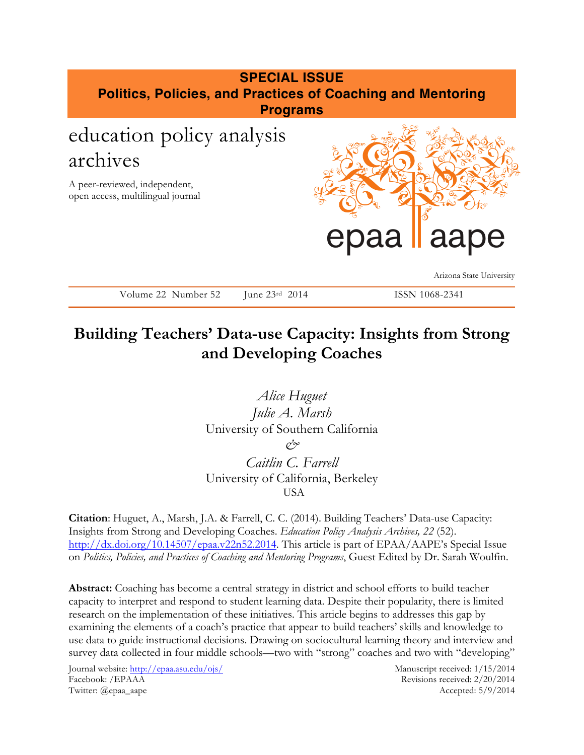**SPECIAL ISSUE**
**Politics, Policies, and Practices of Coaching and Mentoring Programs**

education policy analysis archives

A peer-reviewed, independent, open access, multilingual journal

epaa aape

Arizona State University

Volume 22 Number 52 June 23rd 2014 ISSN 1068-2341

# Building Teachers' Data-use Capacity: Insights from Strong and Developing Coaches

*Alice Huguet*
*Julie A. Marsh*
University of Southern California
*&*
*Caitlin C. Farrell*
University of California, Berkeley
USA

**Citation**: Huguet, A., Marsh, J.A. & Farrell, C. C. (2014). Building Teachers' Data-use Capacity: Insights from Strong and Developing Coaches. *Education Policy Analysis Archives, 22* (52). http://dx.doi.org/10.14507/epaa.v22n52.2014. This article is part of EPAA/AAPE's Special Issue on *Politics, Policies, and Practices of Coaching and Mentoring Programs*, Guest Edited by Dr. Sarah Woulfin.

**Abstract:** Coaching has become a central strategy in district and school efforts to build teacher capacity to interpret and respond to student learning data. Despite their popularity, there is limited research on the implementation of these initiatives. This article begins to addresses this gap by examining the elements of a coach's practice that appear to build teachers' skills and knowledge to use data to guide instructional decisions. Drawing on sociocultural learning theory and interview and survey data collected in four middle schools—two with "strong" coaches and two with "developing"

Journal website: http://epaa.asu.edu/ojs/
Facebook: /EPAAA
Twitter: @epaa_aape

Manuscript received: 1/15/2014
Revisions received: 2/20/2014
Accepted: 5/9/2014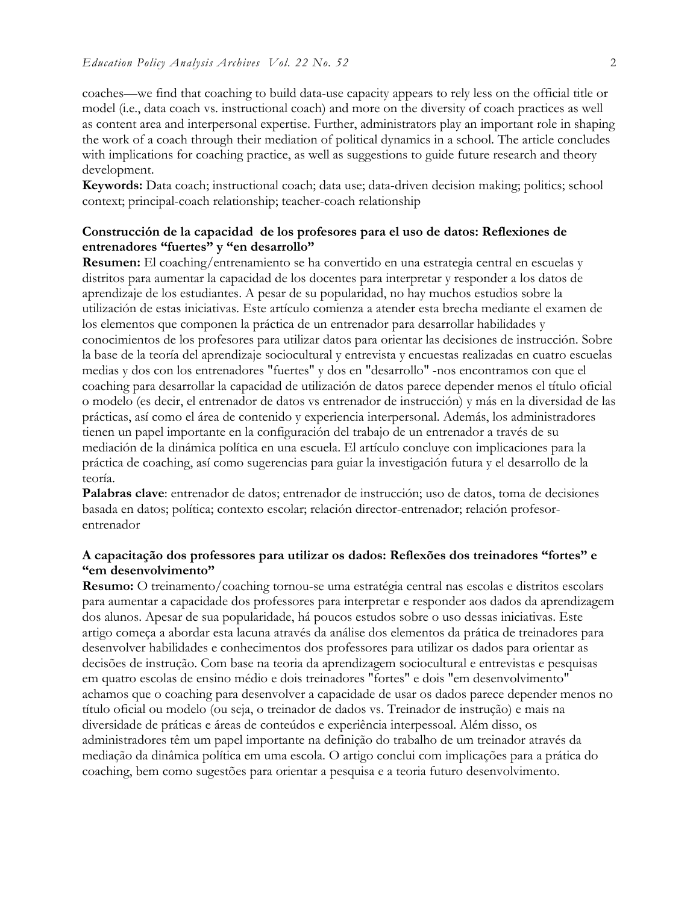coaches—we find that coaching to build data-use capacity appears to rely less on the official title or model (i.e., data coach vs. instructional coach) and more on the diversity of coach practices as well as content area and interpersonal expertise. Further, administrators play an important role in shaping the work of a coach through their mediation of political dynamics in a school. The article concludes with implications for coaching practice, as well as suggestions to guide future research and theory development.

**Keywords:** Data coach; instructional coach; data use; data-driven decision making; politics; school context; principal-coach relationship; teacher-coach relationship

**Construcción de la capacidad de los profesores para el uso de datos: Reflexiones de entrenadores "fuertes" y "en desarrollo"**

**Resumen:** El coaching/entrenamiento se ha convertido en una estrategia central en escuelas y distritos para aumentar la capacidad de los docentes para interpretar y responder a los datos de aprendizaje de los estudiantes. A pesar de su popularidad, no hay muchos estudios sobre la utilización de estas iniciativas. Este artículo comienza a atender esta brecha mediante el examen de los elementos que componen la práctica de un entrenador para desarrollar habilidades y conocimientos de los profesores para utilizar datos para orientar las decisiones de instrucción. Sobre la base de la teoría del aprendizaje sociocultural y entrevista y encuestas realizadas en cuatro escuelas medias y dos con los entrenadores "fuertes" y dos en "desarrollo" -nos encontramos con que el coaching para desarrollar la capacidad de utilización de datos parece depender menos el título oficial o modelo (es decir, el entrenador de datos vs entrenador de instrucción) y más en la diversidad de las prácticas, así como el área de contenido y experiencia interpersonal. Además, los administradores tienen un papel importante en la configuración del trabajo de un entrenador a través de su mediación de la dinámica política en una escuela. El artículo concluye con implicaciones para la práctica de coaching, así como sugerencias para guiar la investigación futura y el desarrollo de la teoría.

**Palabras clave**: entrenador de datos; entrenador de instrucción; uso de datos, toma de decisiones basada en datos; política; contexto escolar; relación director-entrenador; relación profesor-entrenador

**A capacitação dos professores para utilizar os dados: Reflexões dos treinadores "fortes" e "em desenvolvimento"**

**Resumo:** O treinamento/coaching tornou-se uma estratégia central nas escolas e distritos escolares para aumentar a capacidade dos professores para interpretar e responder aos dados da aprendizagem dos alunos. Apesar de sua popularidade, há poucos estudos sobre o uso dessas iniciativas. Este artigo começa a abordar esta lacuna através da análise dos elementos da prática de treinadores para desenvolver habilidades e conhecimentos dos professores para utilizar os dados para orientar as decisões de instrução. Com base na teoria da aprendizagem sociocultural e entrevistas e pesquisas em quatro escolas de ensino médio e dois treinadores "fortes" e dois "em desenvolvimento" achamos que o coaching para desenvolver a capacidade de usar os dados parece depender menos no título oficial ou modelo (ou seja, o treinador de dados vs. Treinador de instrução) e mais na diversidade de práticas e áreas de conteúdos e experiência interpessoal. Além disso, os administradores têm um papel importante na definição do trabalho de um treinador através da mediação da dinâmica política em uma escola. O artigo conclui com implicações para a prática do coaching, bem como sugestões para orientar a pesquisa e a teoria futuro desenvolvimento.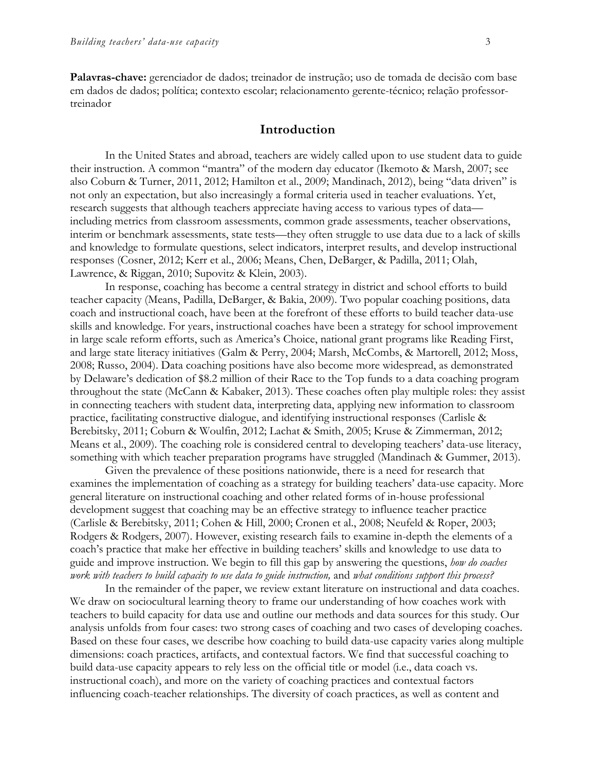**Palavras-chave:** gerenciador de dados; treinador de instrução; uso de tomada de decisão com base em dados de dados; política; contexto escolar; relacionamento gerente-técnico; relação professor-treinador

## Introduction

In the United States and abroad, teachers are widely called upon to use student data to guide their instruction. A common "mantra" of the modern day educator (Ikemoto & Marsh, 2007; see also Coburn & Turner, 2011, 2012; Hamilton et al., 2009; Mandinach, 2012), being "data driven" is not only an expectation, but also increasingly a formal criteria used in teacher evaluations. Yet, research suggests that although teachers appreciate having access to various types of data—including metrics from classroom assessments, common grade assessments, teacher observations, interim or benchmark assessments, state tests—they often struggle to use data due to a lack of skills and knowledge to formulate questions, select indicators, interpret results, and develop instructional responses (Cosner, 2012; Kerr et al., 2006; Means, Chen, DeBarger, & Padilla, 2011; Olah, Lawrence, & Riggan, 2010; Supovitz & Klein, 2003).

In response, coaching has become a central strategy in district and school efforts to build teacher capacity (Means, Padilla, DeBarger, & Bakia, 2009). Two popular coaching positions, data coach and instructional coach, have been at the forefront of these efforts to build teacher data-use skills and knowledge. For years, instructional coaches have been a strategy for school improvement in large scale reform efforts, such as America's Choice, national grant programs like Reading First, and large state literacy initiatives (Galm & Perry, 2004; Marsh, McCombs, & Martorell, 2012; Moss, 2008; Russo, 2004). Data coaching positions have also become more widespread, as demonstrated by Delaware's dedication of $8.2 million of their Race to the Top funds to a data coaching program throughout the state (McCann & Kabaker, 2013). These coaches often play multiple roles: they assist in connecting teachers with student data, interpreting data, applying new information to classroom practice, facilitating constructive dialogue, and identifying instructional responses (Carlisle & Berebitsky, 2011; Coburn & Woulfin, 2012; Lachat & Smith, 2005; Kruse & Zimmerman, 2012; Means et al., 2009). The coaching role is considered central to developing teachers' data-use literacy, something with which teacher preparation programs have struggled (Mandinach & Gummer, 2013).

Given the prevalence of these positions nationwide, there is a need for research that examines the implementation of coaching as a strategy for building teachers' data-use capacity. More general literature on instructional coaching and other related forms of in-house professional development suggest that coaching may be an effective strategy to influence teacher practice (Carlisle & Berebitsky, 2011; Cohen & Hill, 2000; Cronen et al., 2008; Neufeld & Roper, 2003; Rodgers & Rodgers, 2007). However, existing research fails to examine in-depth the elements of a coach's practice that make her effective in building teachers' skills and knowledge to use data to guide and improve instruction. We begin to fill this gap by answering the questions, *how do coaches work with teachers to build capacity to use data to guide instruction,* and *what conditions support this process?*

In the remainder of the paper, we review extant literature on instructional and data coaches. We draw on sociocultural learning theory to frame our understanding of how coaches work with teachers to build capacity for data use and outline our methods and data sources for this study. Our analysis unfolds from four cases: two strong cases of coaching and two cases of developing coaches. Based on these four cases, we describe how coaching to build data-use capacity varies along multiple dimensions: coach practices, artifacts, and contextual factors. We find that successful coaching to build data-use capacity appears to rely less on the official title or model (i.e., data coach vs. instructional coach), and more on the variety of coaching practices and contextual factors influencing coach-teacher relationships. The diversity of coach practices, as well as content and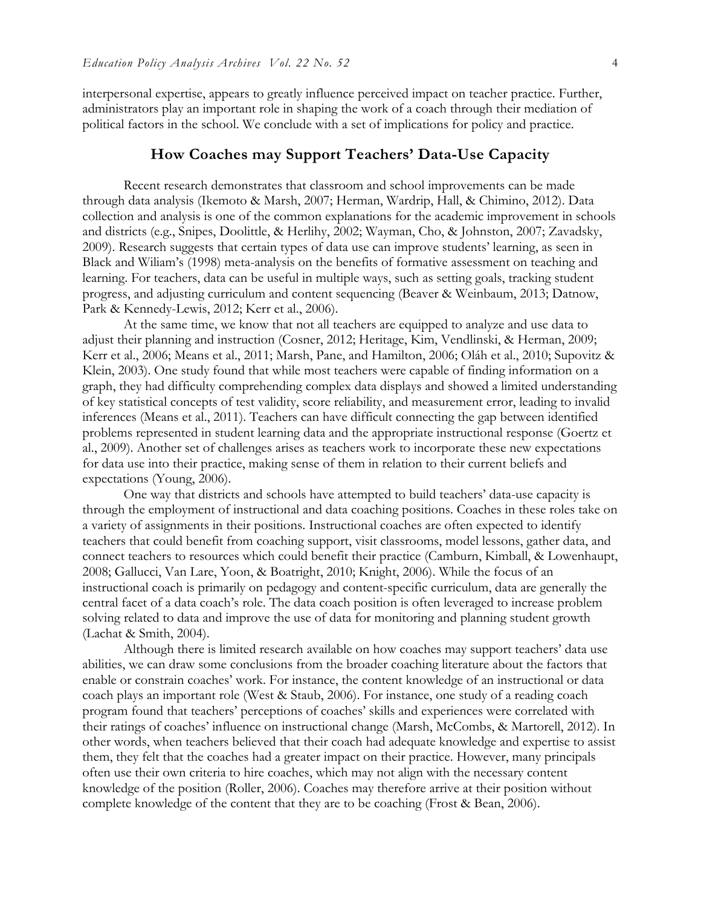interpersonal expertise, appears to greatly influence perceived impact on teacher practice. Further, administrators play an important role in shaping the work of a coach through their mediation of political factors in the school. We conclude with a set of implications for policy and practice.

## How Coaches may Support Teachers' Data-Use Capacity

Recent research demonstrates that classroom and school improvements can be made through data analysis (Ikemoto & Marsh, 2007; Herman, Wardrip, Hall, & Chimino, 2012). Data collection and analysis is one of the common explanations for the academic improvement in schools and districts (e.g., Snipes, Doolittle, & Herlihy, 2002; Wayman, Cho, & Johnston, 2007; Zavadsky, 2009). Research suggests that certain types of data use can improve students' learning, as seen in Black and Wiliam's (1998) meta-analysis on the benefits of formative assessment on teaching and learning. For teachers, data can be useful in multiple ways, such as setting goals, tracking student progress, and adjusting curriculum and content sequencing (Beaver & Weinbaum, 2013; Datnow, Park & Kennedy-Lewis, 2012; Kerr et al., 2006).

At the same time, we know that not all teachers are equipped to analyze and use data to adjust their planning and instruction (Cosner, 2012; Heritage, Kim, Vendlinski, & Herman, 2009; Kerr et al., 2006; Means et al., 2011; Marsh, Pane, and Hamilton, 2006; Oláh et al., 2010; Supovitz & Klein, 2003). One study found that while most teachers were capable of finding information on a graph, they had difficulty comprehending complex data displays and showed a limited understanding of key statistical concepts of test validity, score reliability, and measurement error, leading to invalid inferences (Means et al., 2011). Teachers can have difficult connecting the gap between identified problems represented in student learning data and the appropriate instructional response (Goertz et al., 2009). Another set of challenges arises as teachers work to incorporate these new expectations for data use into their practice, making sense of them in relation to their current beliefs and expectations (Young, 2006).

One way that districts and schools have attempted to build teachers' data-use capacity is through the employment of instructional and data coaching positions. Coaches in these roles take on a variety of assignments in their positions. Instructional coaches are often expected to identify teachers that could benefit from coaching support, visit classrooms, model lessons, gather data, and connect teachers to resources which could benefit their practice (Camburn, Kimball, & Lowenhaupt, 2008; Gallucci, Van Lare, Yoon, & Boatright, 2010; Knight, 2006). While the focus of an instructional coach is primarily on pedagogy and content-specific curriculum, data are generally the central facet of a data coach's role. The data coach position is often leveraged to increase problem solving related to data and improve the use of data for monitoring and planning student growth (Lachat & Smith, 2004).

Although there is limited research available on how coaches may support teachers' data use abilities, we can draw some conclusions from the broader coaching literature about the factors that enable or constrain coaches' work. For instance, the content knowledge of an instructional or data coach plays an important role (West & Staub, 2006). For instance, one study of a reading coach program found that teachers' perceptions of coaches' skills and experiences were correlated with their ratings of coaches' influence on instructional change (Marsh, McCombs, & Martorell, 2012). In other words, when teachers believed that their coach had adequate knowledge and expertise to assist them, they felt that the coaches had a greater impact on their practice. However, many principals often use their own criteria to hire coaches, which may not align with the necessary content knowledge of the position (Roller, 2006). Coaches may therefore arrive at their position without complete knowledge of the content that they are to be coaching (Frost & Bean, 2006).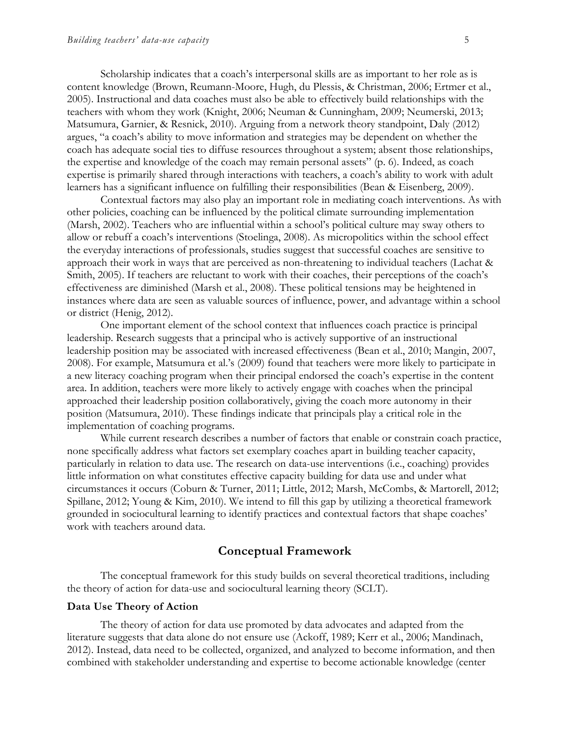Scholarship indicates that a coach's interpersonal skills are as important to her role as is content knowledge (Brown, Reumann-Moore, Hugh, du Plessis, & Christman, 2006; Ertmer et al., 2005). Instructional and data coaches must also be able to effectively build relationships with the teachers with whom they work (Knight, 2006; Neuman & Cunningham, 2009; Neumerski, 2013; Matsumura, Garnier, & Resnick, 2010). Arguing from a network theory standpoint, Daly (2012) argues, "a coach's ability to move information and strategies may be dependent on whether the coach has adequate social ties to diffuse resources throughout a system; absent those relationships, the expertise and knowledge of the coach may remain personal assets" (p. 6). Indeed, as coach expertise is primarily shared through interactions with teachers, a coach's ability to work with adult learners has a significant influence on fulfilling their responsibilities (Bean & Eisenberg, 2009).

Contextual factors may also play an important role in mediating coach interventions. As with other policies, coaching can be influenced by the political climate surrounding implementation (Marsh, 2002). Teachers who are influential within a school's political culture may sway others to allow or rebuff a coach's interventions (Stoelinga, 2008). As micropolitics within the school effect the everyday interactions of professionals, studies suggest that successful coaches are sensitive to approach their work in ways that are perceived as non-threatening to individual teachers (Lachat & Smith, 2005). If teachers are reluctant to work with their coaches, their perceptions of the coach's effectiveness are diminished (Marsh et al., 2008). These political tensions may be heightened in instances where data are seen as valuable sources of influence, power, and advantage within a school or district (Henig, 2012).

One important element of the school context that influences coach practice is principal leadership. Research suggests that a principal who is actively supportive of an instructional leadership position may be associated with increased effectiveness (Bean et al., 2010; Mangin, 2007, 2008). For example, Matsumura et al.'s (2009) found that teachers were more likely to participate in a new literacy coaching program when their principal endorsed the coach's expertise in the content area. In addition, teachers were more likely to actively engage with coaches when the principal approached their leadership position collaboratively, giving the coach more autonomy in their position (Matsumura, 2010). These findings indicate that principals play a critical role in the implementation of coaching programs.

While current research describes a number of factors that enable or constrain coach practice, none specifically address what factors set exemplary coaches apart in building teacher capacity, particularly in relation to data use. The research on data-use interventions (i.e., coaching) provides little information on what constitutes effective capacity building for data use and under what circumstances it occurs (Coburn & Turner, 2011; Little, 2012; Marsh, McCombs, & Martorell, 2012; Spillane, 2012; Young & Kim, 2010). We intend to fill this gap by utilizing a theoretical framework grounded in sociocultural learning to identify practices and contextual factors that shape coaches' work with teachers around data.

## Conceptual Framework

The conceptual framework for this study builds on several theoretical traditions, including the theory of action for data-use and sociocultural learning theory (SCLT).

### Data Use Theory of Action

The theory of action for data use promoted by data advocates and adapted from the literature suggests that data alone do not ensure use (Ackoff, 1989; Kerr et al., 2006; Mandinach, 2012). Instead, data need to be collected, organized, and analyzed to become information, and then combined with stakeholder understanding and expertise to become actionable knowledge (center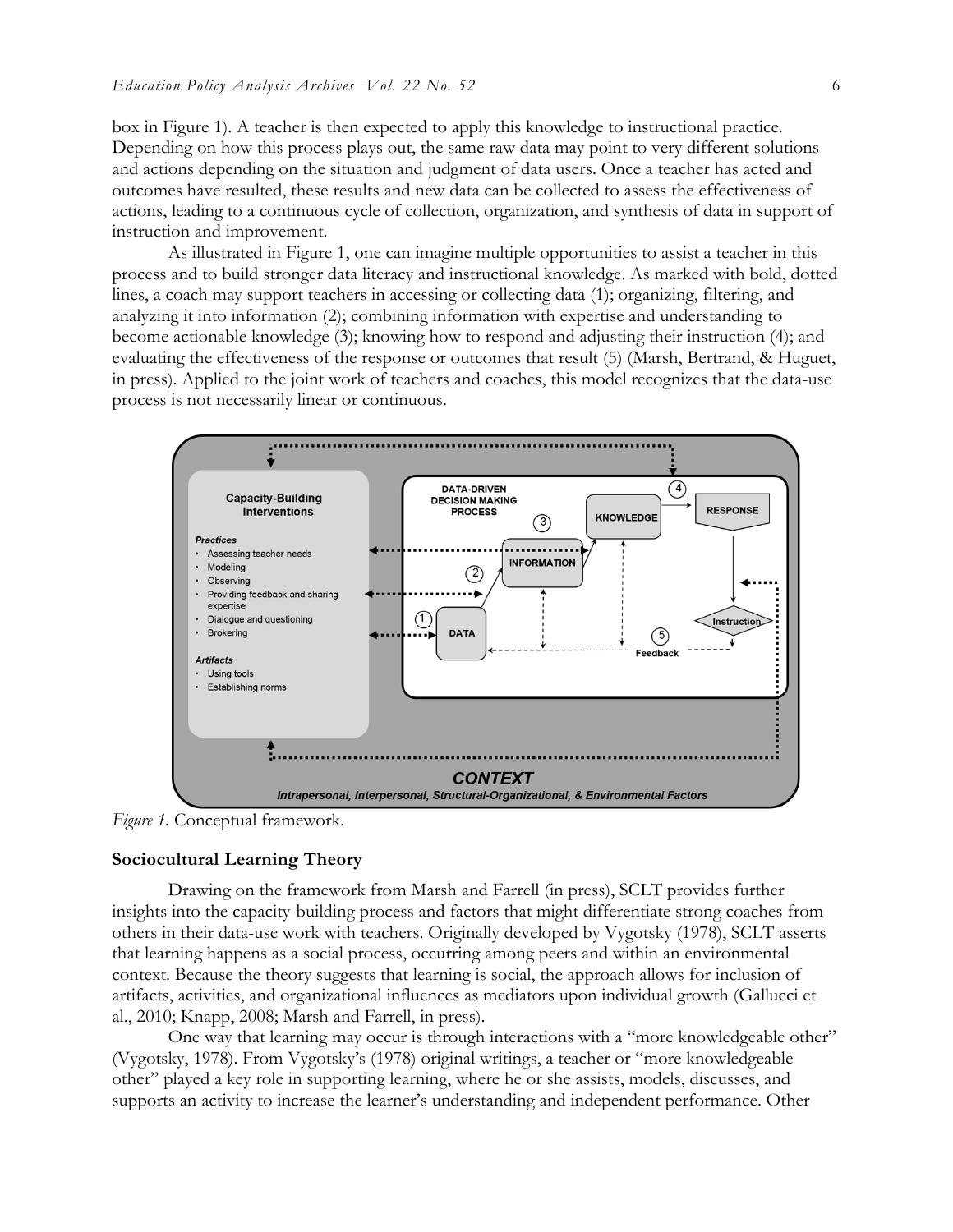box in Figure 1). A teacher is then expected to apply this knowledge to instructional practice. Depending on how this process plays out, the same raw data may point to very different solutions and actions depending on the situation and judgment of data users. Once a teacher has acted and outcomes have resulted, these results and new data can be collected to assess the effectiveness of actions, leading to a continuous cycle of collection, organization, and synthesis of data in support of instruction and improvement.

As illustrated in Figure 1, one can imagine multiple opportunities to assist a teacher in this process and to build stronger data literacy and instructional knowledge. As marked with bold, dotted lines, a coach may support teachers in accessing or collecting data (1); organizing, filtering, and analyzing it into information (2); combining information with expertise and understanding to become actionable knowledge (3); knowing how to respond and adjusting their instruction (4); and evaluating the effectiveness of the response or outcomes that result (5) (Marsh, Bertrand, & Huguet, in press). Applied to the joint work of teachers and coaches, this model recognizes that the data-use process is not necessarily linear or continuous.

*Figure 1.* Conceptual framework.

## Sociocultural Learning Theory

Drawing on the framework from Marsh and Farrell (in press), SCLT provides further insights into the capacity-building process and factors that might differentiate strong coaches from others in their data-use work with teachers. Originally developed by Vygotsky (1978), SCLT asserts that learning happens as a social process, occurring among peers and within an environmental context. Because the theory suggests that learning is social, the approach allows for inclusion of artifacts, activities, and organizational influences as mediators upon individual growth (Gallucci et al., 2010; Knapp, 2008; Marsh and Farrell, in press).

One way that learning may occur is through interactions with a "more knowledgeable other" (Vygotsky, 1978). From Vygotsky's (1978) original writings, a teacher or "more knowledgeable other" played a key role in supporting learning, where he or she assists, models, discusses, and supports an activity to increase the learner's understanding and independent performance. Other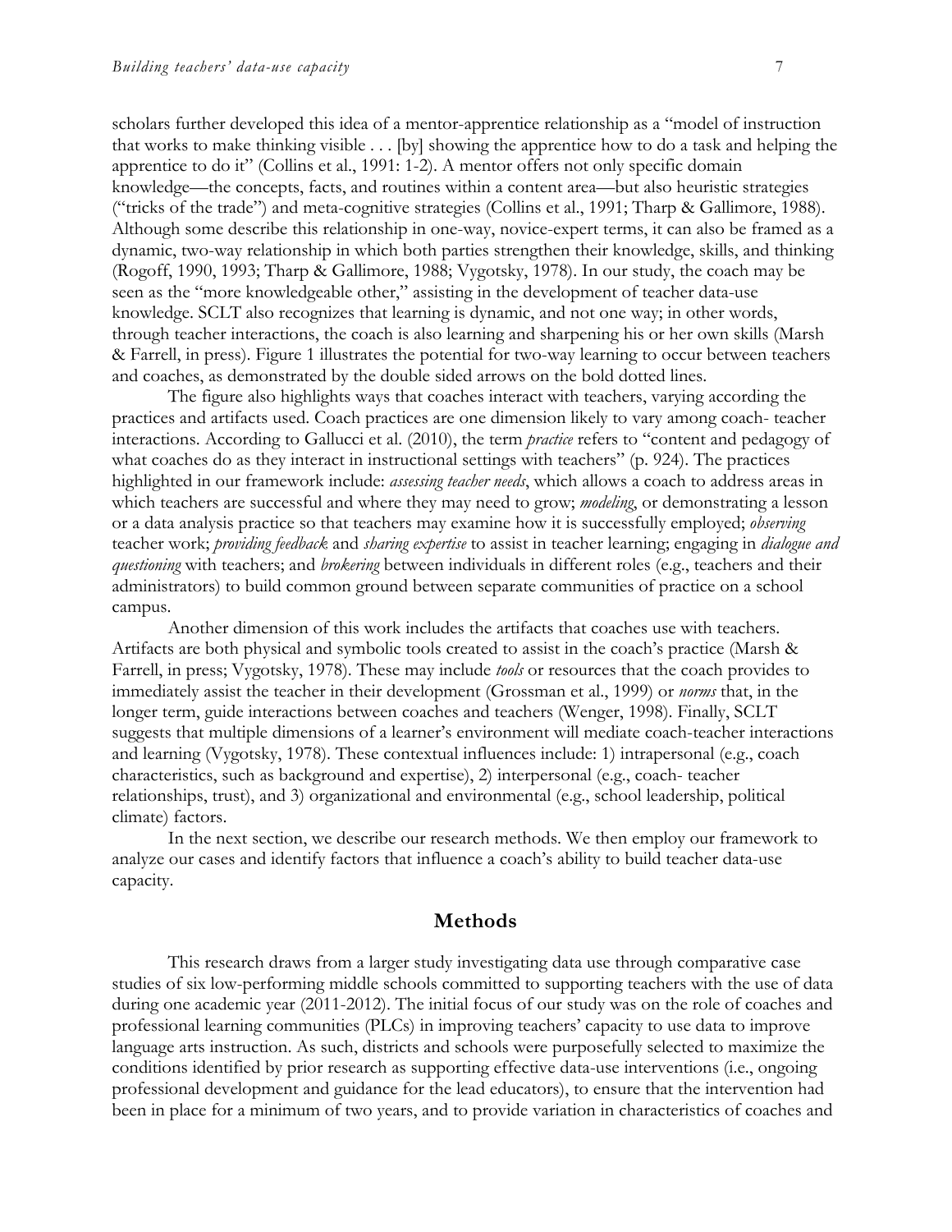scholars further developed this idea of a mentor-apprentice relationship as a "model of instruction that works to make thinking visible . . . [by] showing the apprentice how to do a task and helping the apprentice to do it" (Collins et al., 1991: 1-2). A mentor offers not only specific domain knowledge—the concepts, facts, and routines within a content area—but also heuristic strategies ("tricks of the trade") and meta-cognitive strategies (Collins et al., 1991; Tharp & Gallimore, 1988). Although some describe this relationship in one-way, novice-expert terms, it can also be framed as a dynamic, two-way relationship in which both parties strengthen their knowledge, skills, and thinking (Rogoff, 1990, 1993; Tharp & Gallimore, 1988; Vygotsky, 1978). In our study, the coach may be seen as the "more knowledgeable other," assisting in the development of teacher data-use knowledge. SCLT also recognizes that learning is dynamic, and not one way; in other words, through teacher interactions, the coach is also learning and sharpening his or her own skills (Marsh & Farrell, in press). Figure 1 illustrates the potential for two-way learning to occur between teachers and coaches, as demonstrated by the double sided arrows on the bold dotted lines.

The figure also highlights ways that coaches interact with teachers, varying according the practices and artifacts used. Coach practices are one dimension likely to vary among coach- teacher interactions. According to Gallucci et al. (2010), the term *practice* refers to "content and pedagogy of what coaches do as they interact in instructional settings with teachers" (p. 924). The practices highlighted in our framework include: *assessing teacher needs*, which allows a coach to address areas in which teachers are successful and where they may need to grow; *modeling*, or demonstrating a lesson or a data analysis practice so that teachers may examine how it is successfully employed; *observing* teacher work; *providing feedback* and *sharing expertise* to assist in teacher learning; engaging in *dialogue and questioning* with teachers; and *brokering* between individuals in different roles (e.g., teachers and their administrators) to build common ground between separate communities of practice on a school campus.

Another dimension of this work includes the artifacts that coaches use with teachers. Artifacts are both physical and symbolic tools created to assist in the coach's practice (Marsh & Farrell, in press; Vygotsky, 1978). These may include *tools* or resources that the coach provides to immediately assist the teacher in their development (Grossman et al., 1999) or *norms* that, in the longer term, guide interactions between coaches and teachers (Wenger, 1998). Finally, SCLT suggests that multiple dimensions of a learner's environment will mediate coach-teacher interactions and learning (Vygotsky, 1978). These contextual influences include: 1) intrapersonal (e.g., coach characteristics, such as background and expertise), 2) interpersonal (e.g., coach- teacher relationships, trust), and 3) organizational and environmental (e.g., school leadership, political climate) factors.

In the next section, we describe our research methods. We then employ our framework to analyze our cases and identify factors that influence a coach's ability to build teacher data-use capacity.

## Methods

This research draws from a larger study investigating data use through comparative case studies of six low-performing middle schools committed to supporting teachers with the use of data during one academic year (2011-2012). The initial focus of our study was on the role of coaches and professional learning communities (PLCs) in improving teachers' capacity to use data to improve language arts instruction. As such, districts and schools were purposefully selected to maximize the conditions identified by prior research as supporting effective data-use interventions (i.e., ongoing professional development and guidance for the lead educators), to ensure that the intervention had been in place for a minimum of two years, and to provide variation in characteristics of coaches and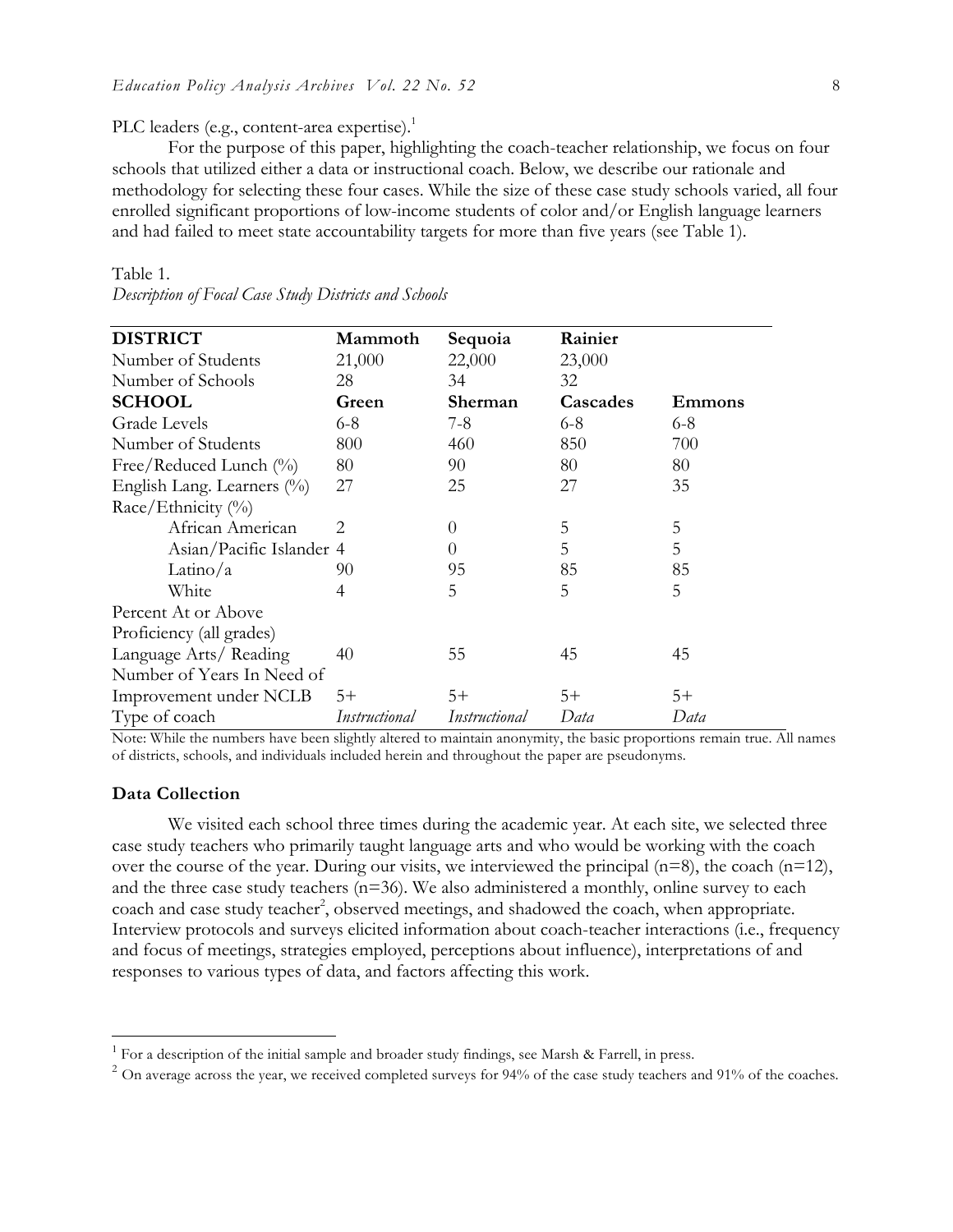PLC leaders (e.g., content-area expertise).[1]

For the purpose of this paper, highlighting the coach-teacher relationship, we focus on four schools that utilized either a data or instructional coach. Below, we describe our rationale and methodology for selecting these four cases. While the size of these case study schools varied, all four enrolled significant proportions of low-income students of color and/or English language learners and had failed to meet state accountability targets for more than five years (see Table 1).

Table 1.
*Description of Focal Case Study Districts and Schools*

| **DISTRICT** | **Mammoth** | **Sequoia** | **Rainier** | |
|---|---|---|---|---|
| Number of Students | 21,000 | 22,000 | 23,000 | |
| Number of Schools | 28 | 34 | 32 | |
| **SCHOOL** | **Green** | **Sherman** | **Cascades** | **Emmons** |
| Grade Levels | 6-8 | 7-8 | 6-8 | 6-8 |
| Number of Students | 800 | 460 | 850 | 700 |
| Free/Reduced Lunch (%) | 80 | 90 | 80 | 80 |
| English Lang. Learners (%) | 27 | 25 | 27 | 35 |
| Race/Ethnicity (%) | | | | |
| African American | 2 | 0 | 5 | 5 |
| Asian/Pacific Islander | 4 | 0 | 5 | 5 |
| Latino/a | 90 | 95 | 85 | 85 |
| White | 4 | 5 | 5 | 5 |
| Percent At or Above Proficiency (all grades) | | | | |
| Language Arts/ Reading | 40 | 55 | 45 | 45 |
| Number of Years In Need of Improvement under NCLB | 5+ | 5+ | 5+ | 5+ |
| Type of coach | *Instructional* | *Instructional* | *Data* | *Data* |

Note: While the numbers have been slightly altered to maintain anonymity, the basic proportions remain true. All names of districts, schools, and individuals included herein and throughout the paper are pseudonyms.

### Data Collection

We visited each school three times during the academic year. At each site, we selected three case study teachers who primarily taught language arts and who would be working with the coach over the course of the year. During our visits, we interviewed the principal (n=8), the coach (n=12), and the three case study teachers (n=36). We also administered a monthly, online survey to each coach and case study teacher[2], observed meetings, and shadowed the coach, when appropriate. Interview protocols and surveys elicited information about coach-teacher interactions (i.e., frequency and focus of meetings, strategies employed, perceptions about influence), interpretations of and responses to various types of data, and factors affecting this work.

[1] For a description of the initial sample and broader study findings, see Marsh & Farrell, in press.

[2] On average across the year, we received completed surveys for 94% of the case study teachers and 91% of the coaches.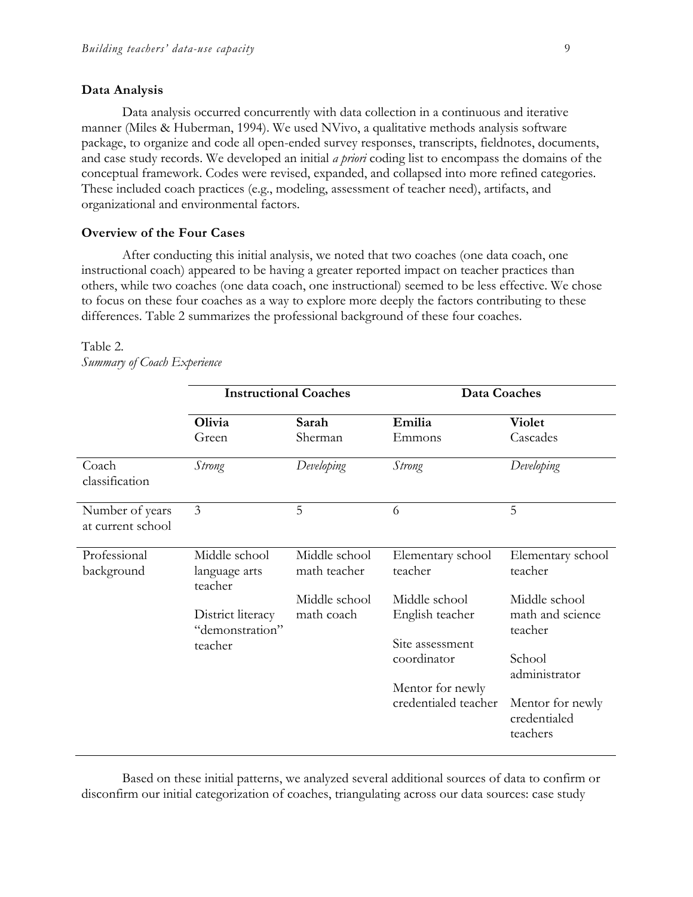## Data Analysis

Data analysis occurred concurrently with data collection in a continuous and iterative manner (Miles & Huberman, 1994). We used NVivo, a qualitative methods analysis software package, to organize and code all open-ended survey responses, transcripts, fieldnotes, documents, and case study records. We developed an initial *a priori* coding list to encompass the domains of the conceptual framework. Codes were revised, expanded, and collapsed into more refined categories. These included coach practices (e.g., modeling, assessment of teacher need), artifacts, and organizational and environmental factors.

## Overview of the Four Cases

After conducting this initial analysis, we noted that two coaches (one data coach, one instructional coach) appeared to be having a greater reported impact on teacher practices than others, while two coaches (one data coach, one instructional) seemed to be less effective. We chose to focus on these four coaches as a way to explore more deeply the factors contributing to these differences. Table 2 summarizes the professional background of these four coaches.

Table 2.
*Summary of Coach Experience*

| | **Instructional Coaches** | | **Data Coaches** | |
|---|---|---|---|---|
| | **Olivia** Green | **Sarah** Sherman | **Emilia** Emmons | **Violet** Cascades |
| Coach classification | *Strong* | *Developing* | *Strong* | *Developing* |
| Number of years at current school | 3 | 5 | 6 | 5 |
| Professional background | Middle school language arts teacher<br><br>District literacy "demonstration" teacher | Middle school math teacher<br><br>Middle school math coach | Elementary school teacher<br><br>Middle school English teacher<br><br>Site assessment coordinator<br><br>Mentor for newly credentialed teacher | Elementary school teacher<br><br>Middle school math and science teacher<br><br>School administrator<br><br>Mentor for newly credentialed teachers |

Based on these initial patterns, we analyzed several additional sources of data to confirm or disconfirm our initial categorization of coaches, triangulating across our data sources: case study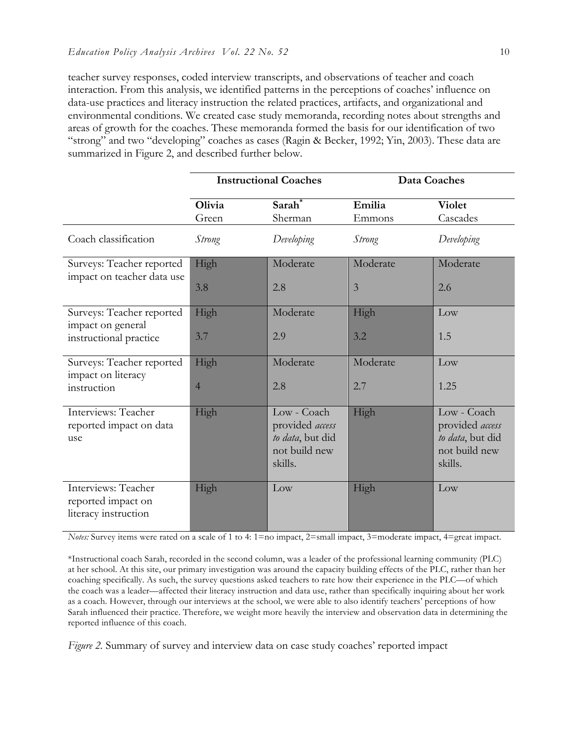teacher survey responses, coded interview transcripts, and observations of teacher and coach interaction. From this analysis, we identified patterns in the perceptions of coaches' influence on data-use practices and literacy instruction the related practices, artifacts, and organizational and environmental conditions. We created case study memoranda, recording notes about strengths and areas of growth for the coaches. These memoranda formed the basis for our identification of two "strong" and two "developing" coaches as cases (Ragin & Becker, 1992; Yin, 2003). These data are summarized in Figure 2, and described further below.

| | Instructional Coaches | | Data Coaches | |
|---|---|---|---|---|
| | **Olivia** Green | **Sarah*** Sherman | **Emilia** Emmons | **Violet** Cascades |
| Coach classification | *Strong* | *Developing* | *Strong* | *Developing* |
| Surveys: Teacher reported impact on teacher data use | High 3.8 | Moderate 2.8 | Moderate 3 | Moderate 2.6 |
| Surveys: Teacher reported impact on general instructional practice | High 3.7 | Moderate 2.9 | High 3.2 | Low 1.5 |
| Surveys: Teacher reported impact on literacy instruction | High 4 | Moderate 2.8 | Moderate 2.7 | Low 1.25 |
| Interviews: Teacher reported impact on data use | High | Low - Coach provided *access to data*, but did not build new skills. | High | Low - Coach provided *access to data*, but did not build new skills. |
| Interviews: Teacher reported impact on literacy instruction | High | Low | High | Low |

*Notes:* Survey items were rated on a scale of 1 to 4: 1=no impact, 2=small impact, 3=moderate impact, 4=great impact.

*Instructional coach Sarah, recorded in the second column, was a leader of the professional learning community (PLC) at her school. At this site, our primary investigation was around the capacity building effects of the PLC, rather than her coaching specifically. As such, the survey questions asked teachers to rate how their experience in the PLC—of which the coach was a leader—affected their literacy instruction and data use, rather than specifically inquiring about her work as a coach. However, through our interviews at the school, we were able to also identify teachers' perceptions of how Sarah influenced their practice. Therefore, we weight more heavily the interview and observation data in determining the reported influence of this coach.

*Figure 2.* Summary of survey and interview data on case study coaches' reported impact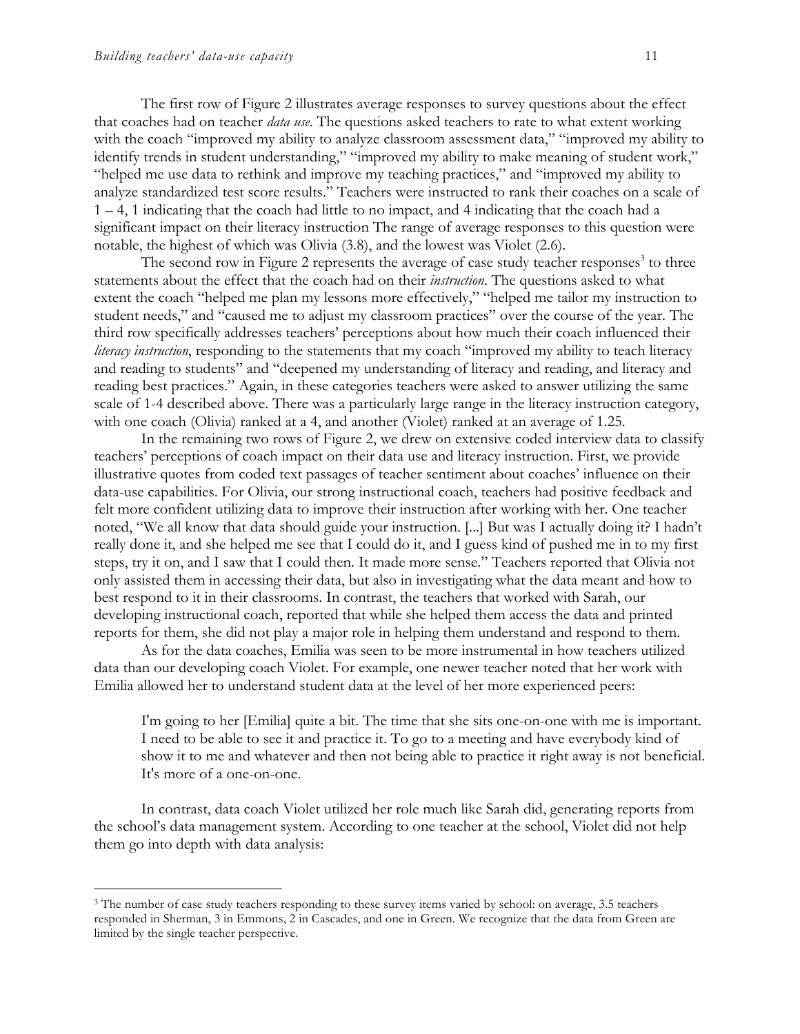The first row of Figure 2 illustrates average responses to survey questions about the effect that coaches had on teacher *data use*. The questions asked teachers to rate to what extent working with the coach "improved my ability to analyze classroom assessment data," "improved my ability to identify trends in student understanding," "improved my ability to make meaning of student work," "helped me use data to rethink and improve my teaching practices," and "improved my ability to analyze standardized test score results." Teachers were instructed to rank their coaches on a scale of 1 – 4, 1 indicating that the coach had little to no impact, and 4 indicating that the coach had a significant impact on their literacy instruction The range of average responses to this question were notable, the highest of which was Olivia (3.8), and the lowest was Violet (2.6).

The second row in Figure 2 represents the average of case study teacher responses[3] to three statements about the effect that the coach had on their *instruction*. The questions asked to what extent the coach "helped me plan my lessons more effectively," "helped me tailor my instruction to student needs," and "caused me to adjust my classroom practices" over the course of the year. The third row specifically addresses teachers' perceptions about how much their coach influenced their *literacy instruction*, responding to the statements that my coach "improved my ability to teach literacy and reading to students" and "deepened my understanding of literacy and reading, and literacy and reading best practices." Again, in these categories teachers were asked to answer utilizing the same scale of 1-4 described above. There was a particularly large range in the literacy instruction category, with one coach (Olivia) ranked at a 4, and another (Violet) ranked at an average of 1.25.

In the remaining two rows of Figure 2, we drew on extensive coded interview data to classify teachers' perceptions of coach impact on their data use and literacy instruction. First, we provide illustrative quotes from coded text passages of teacher sentiment about coaches' influence on their data-use capabilities. For Olivia, our strong instructional coach, teachers had positive feedback and felt more confident utilizing data to improve their instruction after working with her. One teacher noted, "We all know that data should guide your instruction. [...] But was I actually doing it? I hadn't really done it, and she helped me see that I could do it, and I guess kind of pushed me in to my first steps, try it on, and I saw that I could then. It made more sense." Teachers reported that Olivia not only assisted them in accessing their data, but also in investigating what the data meant and how to best respond to it in their classrooms. In contrast, the teachers that worked with Sarah, our developing instructional coach, reported that while she helped them access the data and printed reports for them, she did not play a major role in helping them understand and respond to them.

As for the data coaches, Emilia was seen to be more instrumental in how teachers utilized data than our developing coach Violet. For example, one newer teacher noted that her work with Emilia allowed her to understand student data at the level of her more experienced peers:

> I'm going to her [Emilia] quite a bit. The time that she sits one-on-one with me is important. I need to be able to see it and practice it. To go to a meeting and have everybody kind of show it to me and whatever and then not being able to practice it right away is not beneficial. It's more of a one-on-one.

In contrast, data coach Violet utilized her role much like Sarah did, generating reports from the school's data management system. According to one teacher at the school, Violet did not help them go into depth with data analysis:

---

[3] The number of case study teachers responding to these survey items varied by school: on average, 3.5 teachers responded in Sherman, 3 in Emmons, 2 in Cascades, and one in Green. We recognize that the data from Green are limited by the single teacher perspective.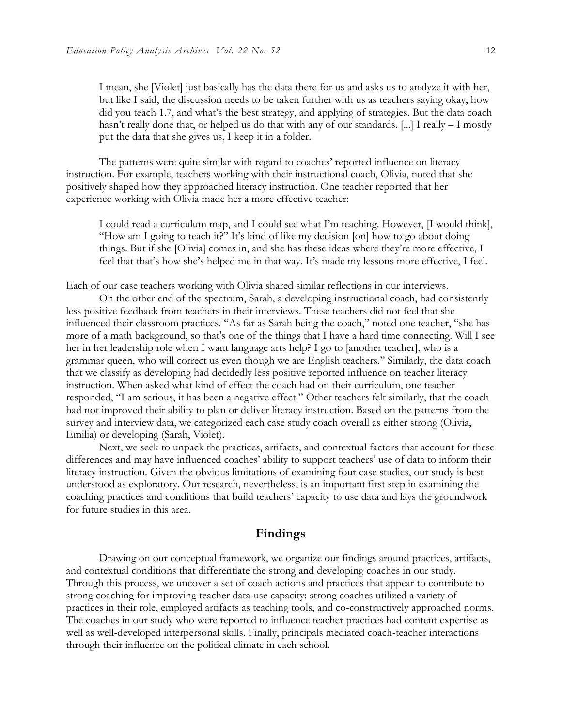> I mean, she [Violet] just basically has the data there for us and asks us to analyze it with her, but like I said, the discussion needs to be taken further with us as teachers saying okay, how did you teach 1.7, and what's the best strategy, and applying of strategies. But the data coach hasn't really done that, or helped us do that with any of our standards. [...] I really – I mostly put the data that she gives us, I keep it in a folder.

The patterns were quite similar with regard to coaches' reported influence on literacy instruction. For example, teachers working with their instructional coach, Olivia, noted that she positively shaped how they approached literacy instruction. One teacher reported that her experience working with Olivia made her a more effective teacher:

> I could read a curriculum map, and I could see what I'm teaching. However, [I would think], "How am I going to teach it?" It's kind of like my decision [on] how to go about doing things. But if she [Olivia] comes in, and she has these ideas where they're more effective, I feel that that's how she's helped me in that way. It's made my lessons more effective, I feel.

Each of our case teachers working with Olivia shared similar reflections in our interviews.

On the other end of the spectrum, Sarah, a developing instructional coach, had consistently less positive feedback from teachers in their interviews. These teachers did not feel that she influenced their classroom practices. "As far as Sarah being the coach," noted one teacher, "she has more of a math background, so that's one of the things that I have a hard time connecting. Will I see her in her leadership role when I want language arts help? I go to [another teacher], who is a grammar queen, who will correct us even though we are English teachers." Similarly, the data coach that we classify as developing had decidedly less positive reported influence on teacher literacy instruction. When asked what kind of effect the coach had on their curriculum, one teacher responded, "I am serious, it has been a negative effect." Other teachers felt similarly, that the coach had not improved their ability to plan or deliver literacy instruction. Based on the patterns from the survey and interview data, we categorized each case study coach overall as either strong (Olivia, Emilia) or developing (Sarah, Violet).

Next, we seek to unpack the practices, artifacts, and contextual factors that account for these differences and may have influenced coaches' ability to support teachers' use of data to inform their literacy instruction. Given the obvious limitations of examining four case studies, our study is best understood as exploratory. Our research, nevertheless, is an important first step in examining the coaching practices and conditions that build teachers' capacity to use data and lays the groundwork for future studies in this area.

## Findings

Drawing on our conceptual framework, we organize our findings around practices, artifacts, and contextual conditions that differentiate the strong and developing coaches in our study. Through this process, we uncover a set of coach actions and practices that appear to contribute to strong coaching for improving teacher data-use capacity: strong coaches utilized a variety of practices in their role, employed artifacts as teaching tools, and co-constructively approached norms. The coaches in our study who were reported to influence teacher practices had content expertise as well as well-developed interpersonal skills. Finally, principals mediated coach-teacher interactions through their influence on the political climate in each school.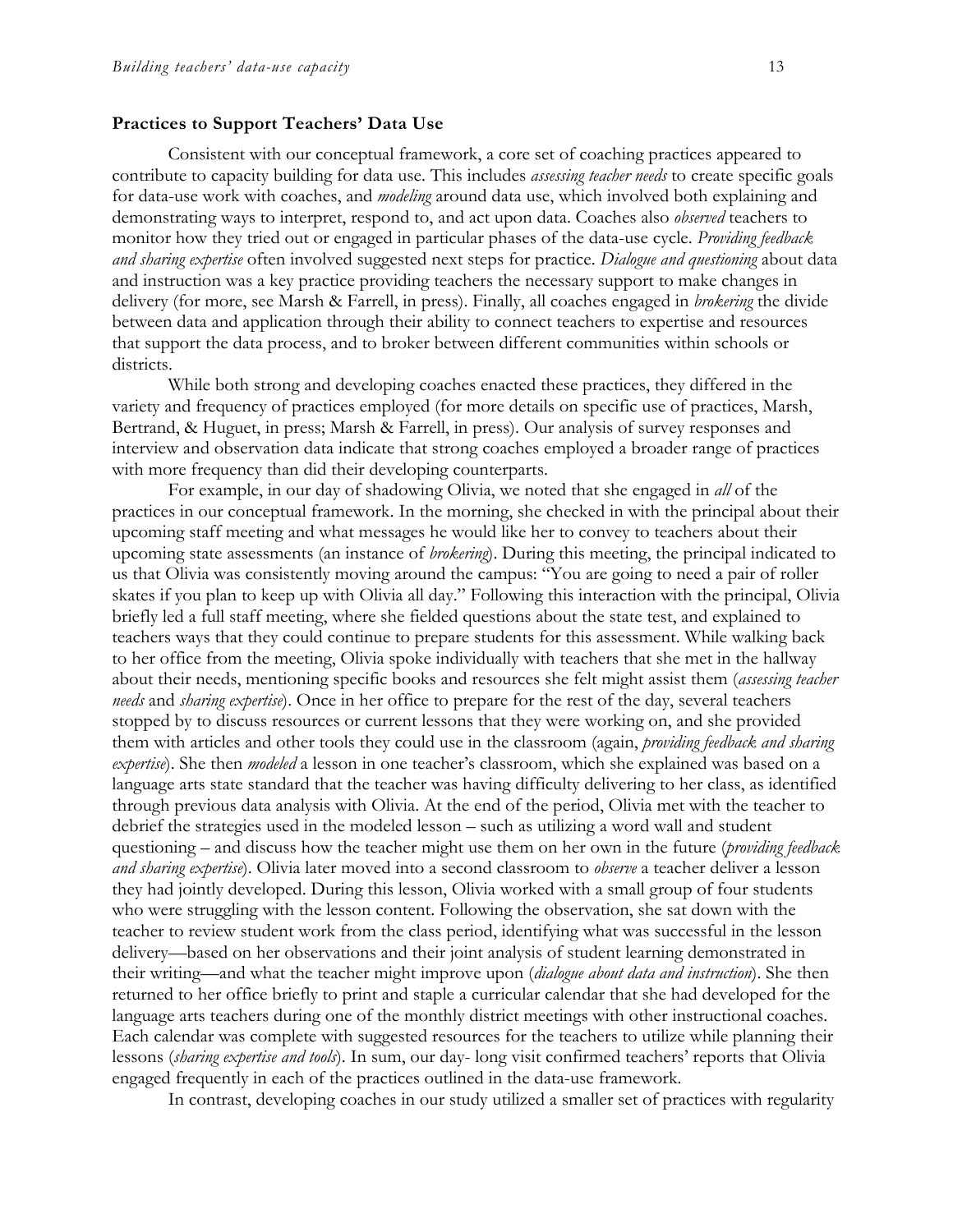### Practices to Support Teachers' Data Use

Consistent with our conceptual framework, a core set of coaching practices appeared to contribute to capacity building for data use. This includes *assessing teacher needs* to create specific goals for data-use work with coaches, and *modeling* around data use, which involved both explaining and demonstrating ways to interpret, respond to, and act upon data. Coaches also *observed* teachers to monitor how they tried out or engaged in particular phases of the data-use cycle. *Providing feedback and sharing expertise* often involved suggested next steps for practice. *Dialogue and questioning* about data and instruction was a key practice providing teachers the necessary support to make changes in delivery (for more, see Marsh & Farrell, in press). Finally, all coaches engaged in *brokering* the divide between data and application through their ability to connect teachers to expertise and resources that support the data process, and to broker between different communities within schools or districts.

While both strong and developing coaches enacted these practices, they differed in the variety and frequency of practices employed (for more details on specific use of practices, Marsh, Bertrand, & Huguet, in press; Marsh & Farrell, in press). Our analysis of survey responses and interview and observation data indicate that strong coaches employed a broader range of practices with more frequency than did their developing counterparts.

For example, in our day of shadowing Olivia, we noted that she engaged in *all* of the practices in our conceptual framework. In the morning, she checked in with the principal about their upcoming staff meeting and what messages he would like her to convey to teachers about their upcoming state assessments (an instance of *brokering*). During this meeting, the principal indicated to us that Olivia was consistently moving around the campus: "You are going to need a pair of roller skates if you plan to keep up with Olivia all day." Following this interaction with the principal, Olivia briefly led a full staff meeting, where she fielded questions about the state test, and explained to teachers ways that they could continue to prepare students for this assessment. While walking back to her office from the meeting, Olivia spoke individually with teachers that she met in the hallway about their needs, mentioning specific books and resources she felt might assist them (*assessing teacher needs* and *sharing expertise*). Once in her office to prepare for the rest of the day, several teachers stopped by to discuss resources or current lessons that they were working on, and she provided them with articles and other tools they could use in the classroom (again, *providing feedback and sharing expertise*). She then *modeled* a lesson in one teacher's classroom, which she explained was based on a language arts state standard that the teacher was having difficulty delivering to her class, as identified through previous data analysis with Olivia. At the end of the period, Olivia met with the teacher to debrief the strategies used in the modeled lesson – such as utilizing a word wall and student questioning – and discuss how the teacher might use them on her own in the future (*providing feedback and sharing expertise*). Olivia later moved into a second classroom to *observe* a teacher deliver a lesson they had jointly developed. During this lesson, Olivia worked with a small group of four students who were struggling with the lesson content. Following the observation, she sat down with the teacher to review student work from the class period, identifying what was successful in the lesson delivery—based on her observations and their joint analysis of student learning demonstrated in their writing—and what the teacher might improve upon (*dialogue about data and instruction*). She then returned to her office briefly to print and staple a curricular calendar that she had developed for the language arts teachers during one of the monthly district meetings with other instructional coaches. Each calendar was complete with suggested resources for the teachers to utilize while planning their lessons (*sharing expertise and tools*). In sum, our day- long visit confirmed teachers' reports that Olivia engaged frequently in each of the practices outlined in the data-use framework.

In contrast, developing coaches in our study utilized a smaller set of practices with regularity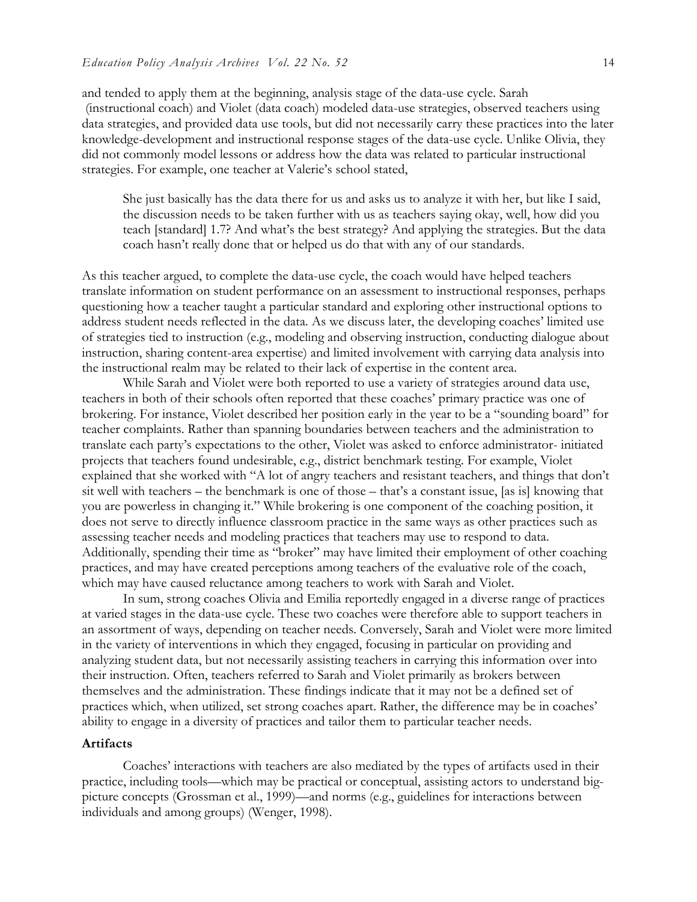and tended to apply them at the beginning, analysis stage of the data-use cycle. Sarah (instructional coach) and Violet (data coach) modeled data-use strategies, observed teachers using data strategies, and provided data use tools, but did not necessarily carry these practices into the later knowledge-development and instructional response stages of the data-use cycle. Unlike Olivia, they did not commonly model lessons or address how the data was related to particular instructional strategies. For example, one teacher at Valerie's school stated,

> She just basically has the data there for us and asks us to analyze it with her, but like I said, the discussion needs to be taken further with us as teachers saying okay, well, how did you teach [standard] 1.7? And what's the best strategy? And applying the strategies. But the data coach hasn't really done that or helped us do that with any of our standards.

As this teacher argued, to complete the data-use cycle, the coach would have helped teachers translate information on student performance on an assessment to instructional responses, perhaps questioning how a teacher taught a particular standard and exploring other instructional options to address student needs reflected in the data. As we discuss later, the developing coaches' limited use of strategies tied to instruction (e.g., modeling and observing instruction, conducting dialogue about instruction, sharing content-area expertise) and limited involvement with carrying data analysis into the instructional realm may be related to their lack of expertise in the content area.

While Sarah and Violet were both reported to use a variety of strategies around data use, teachers in both of their schools often reported that these coaches' primary practice was one of brokering. For instance, Violet described her position early in the year to be a "sounding board" for teacher complaints. Rather than spanning boundaries between teachers and the administration to translate each party's expectations to the other, Violet was asked to enforce administrator- initiated projects that teachers found undesirable, e.g., district benchmark testing. For example, Violet explained that she worked with "A lot of angry teachers and resistant teachers, and things that don't sit well with teachers – the benchmark is one of those – that's a constant issue, [as is] knowing that you are powerless in changing it." While brokering is one component of the coaching position, it does not serve to directly influence classroom practice in the same ways as other practices such as assessing teacher needs and modeling practices that teachers may use to respond to data. Additionally, spending their time as "broker" may have limited their employment of other coaching practices, and may have created perceptions among teachers of the evaluative role of the coach, which may have caused reluctance among teachers to work with Sarah and Violet.

In sum, strong coaches Olivia and Emilia reportedly engaged in a diverse range of practices at varied stages in the data-use cycle. These two coaches were therefore able to support teachers in an assortment of ways, depending on teacher needs. Conversely, Sarah and Violet were more limited in the variety of interventions in which they engaged, focusing in particular on providing and analyzing student data, but not necessarily assisting teachers in carrying this information over into their instruction. Often, teachers referred to Sarah and Violet primarily as brokers between themselves and the administration. These findings indicate that it may not be a defined set of practices which, when utilized, set strong coaches apart. Rather, the difference may be in coaches' ability to engage in a diversity of practices and tailor them to particular teacher needs.

**Artifacts**

Coaches' interactions with teachers are also mediated by the types of artifacts used in their practice, including tools—which may be practical or conceptual, assisting actors to understand big-picture concepts (Grossman et al., 1999)—and norms (e.g., guidelines for interactions between individuals and among groups) (Wenger, 1998).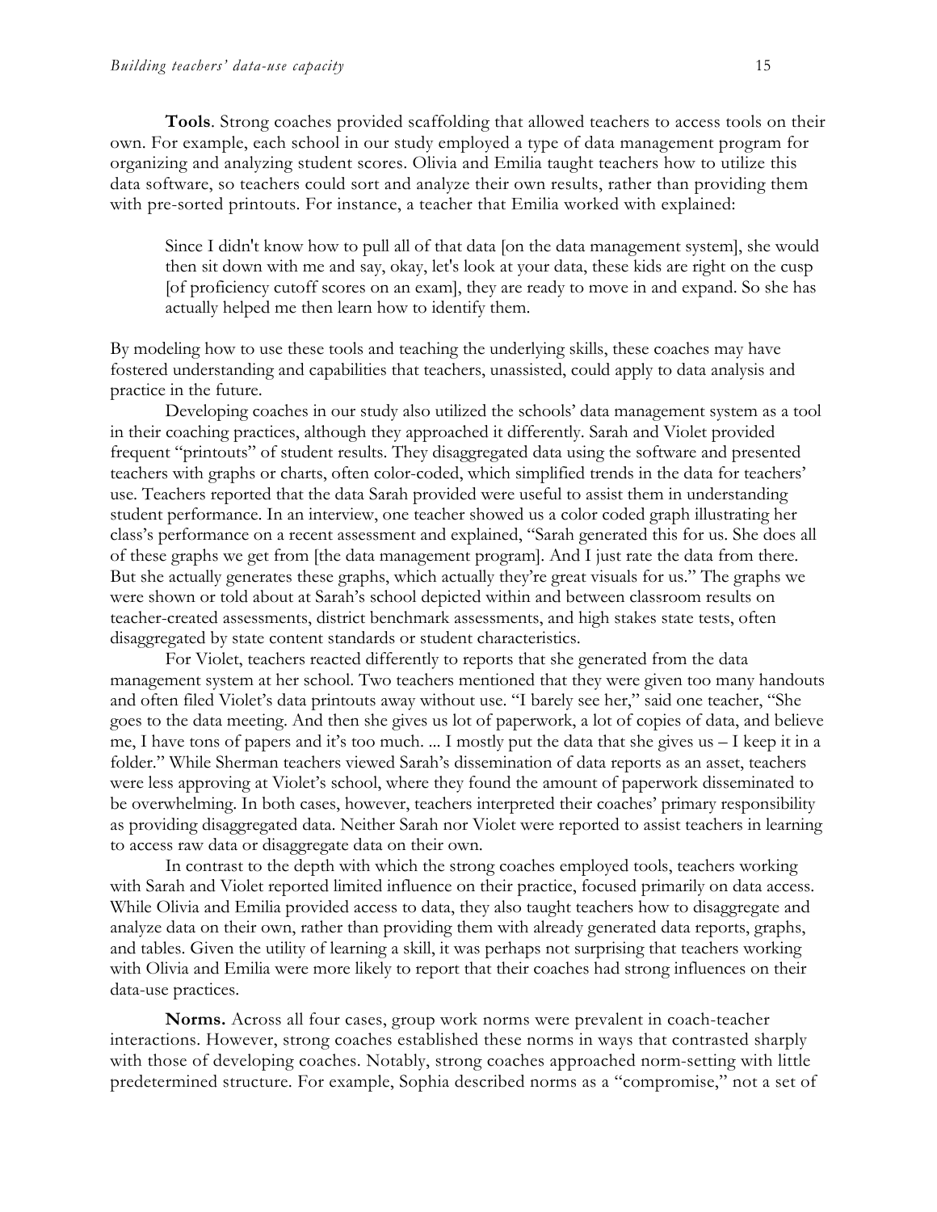**Tools**. Strong coaches provided scaffolding that allowed teachers to access tools on their own. For example, each school in our study employed a type of data management program for organizing and analyzing student scores. Olivia and Emilia taught teachers how to utilize this data software, so teachers could sort and analyze their own results, rather than providing them with pre-sorted printouts. For instance, a teacher that Emilia worked with explained:

> Since I didn't know how to pull all of that data [on the data management system], she would then sit down with me and say, okay, let's look at your data, these kids are right on the cusp [of proficiency cutoff scores on an exam], they are ready to move in and expand. So she has actually helped me then learn how to identify them.

By modeling how to use these tools and teaching the underlying skills, these coaches may have fostered understanding and capabilities that teachers, unassisted, could apply to data analysis and practice in the future.

Developing coaches in our study also utilized the schools' data management system as a tool in their coaching practices, although they approached it differently. Sarah and Violet provided frequent "printouts" of student results. They disaggregated data using the software and presented teachers with graphs or charts, often color-coded, which simplified trends in the data for teachers' use. Teachers reported that the data Sarah provided were useful to assist them in understanding student performance. In an interview, one teacher showed us a color coded graph illustrating her class's performance on a recent assessment and explained, "Sarah generated this for us. She does all of these graphs we get from [the data management program]. And I just rate the data from there. But she actually generates these graphs, which actually they're great visuals for us." The graphs we were shown or told about at Sarah's school depicted within and between classroom results on teacher-created assessments, district benchmark assessments, and high stakes state tests, often disaggregated by state content standards or student characteristics.

For Violet, teachers reacted differently to reports that she generated from the data management system at her school. Two teachers mentioned that they were given too many handouts and often filed Violet's data printouts away without use. "I barely see her," said one teacher, "She goes to the data meeting. And then she gives us lot of paperwork, a lot of copies of data, and believe me, I have tons of papers and it's too much. ... I mostly put the data that she gives us – I keep it in a folder." While Sherman teachers viewed Sarah's dissemination of data reports as an asset, teachers were less approving at Violet's school, where they found the amount of paperwork disseminated to be overwhelming. In both cases, however, teachers interpreted their coaches' primary responsibility as providing disaggregated data. Neither Sarah nor Violet were reported to assist teachers in learning to access raw data or disaggregate data on their own.

In contrast to the depth with which the strong coaches employed tools, teachers working with Sarah and Violet reported limited influence on their practice, focused primarily on data access. While Olivia and Emilia provided access to data, they also taught teachers how to disaggregate and analyze data on their own, rather than providing them with already generated data reports, graphs, and tables. Given the utility of learning a skill, it was perhaps not surprising that teachers working with Olivia and Emilia were more likely to report that their coaches had strong influences on their data-use practices.

**Norms.** Across all four cases, group work norms were prevalent in coach-teacher interactions. However, strong coaches established these norms in ways that contrasted sharply with those of developing coaches. Notably, strong coaches approached norm-setting with little predetermined structure. For example, Sophia described norms as a "compromise," not a set of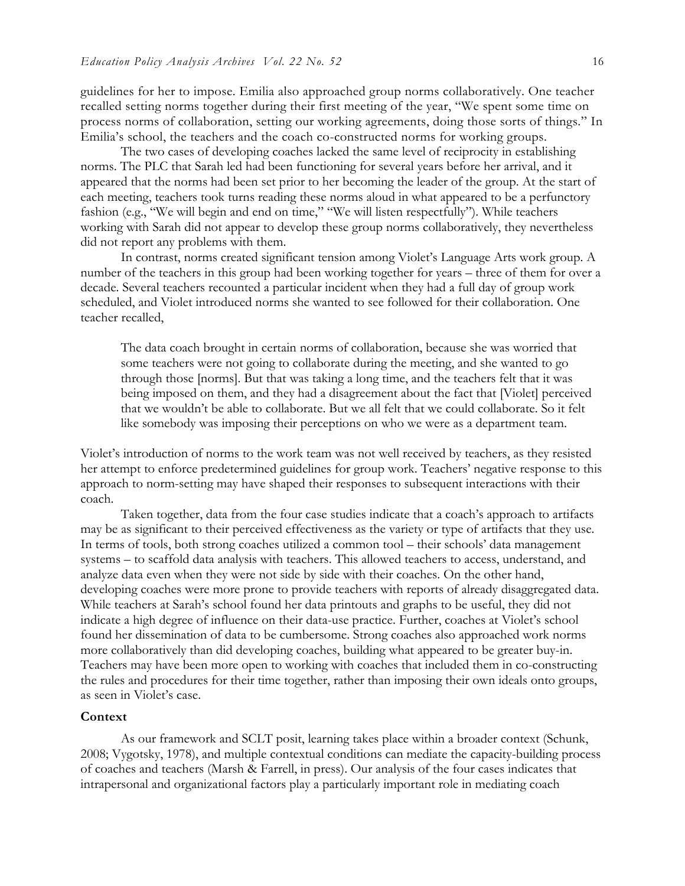guidelines for her to impose. Emilia also approached group norms collaboratively. One teacher recalled setting norms together during their first meeting of the year, "We spent some time on process norms of collaboration, setting our working agreements, doing those sorts of things." In Emilia's school, the teachers and the coach co-constructed norms for working groups.

The two cases of developing coaches lacked the same level of reciprocity in establishing norms. The PLC that Sarah led had been functioning for several years before her arrival, and it appeared that the norms had been set prior to her becoming the leader of the group. At the start of each meeting, teachers took turns reading these norms aloud in what appeared to be a perfunctory fashion (e.g., "We will begin and end on time," "We will listen respectfully"). While teachers working with Sarah did not appear to develop these group norms collaboratively, they nevertheless did not report any problems with them.

In contrast, norms created significant tension among Violet's Language Arts work group. A number of the teachers in this group had been working together for years – three of them for over a decade. Several teachers recounted a particular incident when they had a full day of group work scheduled, and Violet introduced norms she wanted to see followed for their collaboration. One teacher recalled,

> The data coach brought in certain norms of collaboration, because she was worried that some teachers were not going to collaborate during the meeting, and she wanted to go through those [norms]. But that was taking a long time, and the teachers felt that it was being imposed on them, and they had a disagreement about the fact that [Violet] perceived that we wouldn't be able to collaborate. But we all felt that we could collaborate. So it felt like somebody was imposing their perceptions on who we were as a department team.

Violet's introduction of norms to the work team was not well received by teachers, as they resisted her attempt to enforce predetermined guidelines for group work. Teachers' negative response to this approach to norm-setting may have shaped their responses to subsequent interactions with their coach.

Taken together, data from the four case studies indicate that a coach's approach to artifacts may be as significant to their perceived effectiveness as the variety or type of artifacts that they use. In terms of tools, both strong coaches utilized a common tool – their schools' data management systems – to scaffold data analysis with teachers. This allowed teachers to access, understand, and analyze data even when they were not side by side with their coaches. On the other hand, developing coaches were more prone to provide teachers with reports of already disaggregated data. While teachers at Sarah's school found her data printouts and graphs to be useful, they did not indicate a high degree of influence on their data-use practice. Further, coaches at Violet's school found her dissemination of data to be cumbersome. Strong coaches also approached work norms more collaboratively than did developing coaches, building what appeared to be greater buy-in. Teachers may have been more open to working with coaches that included them in co-constructing the rules and procedures for their time together, rather than imposing their own ideals onto groups, as seen in Violet's case.

### Context

As our framework and SCLT posit, learning takes place within a broader context (Schunk, 2008; Vygotsky, 1978), and multiple contextual conditions can mediate the capacity-building process of coaches and teachers (Marsh & Farrell, in press). Our analysis of the four cases indicates that intrapersonal and organizational factors play a particularly important role in mediating coach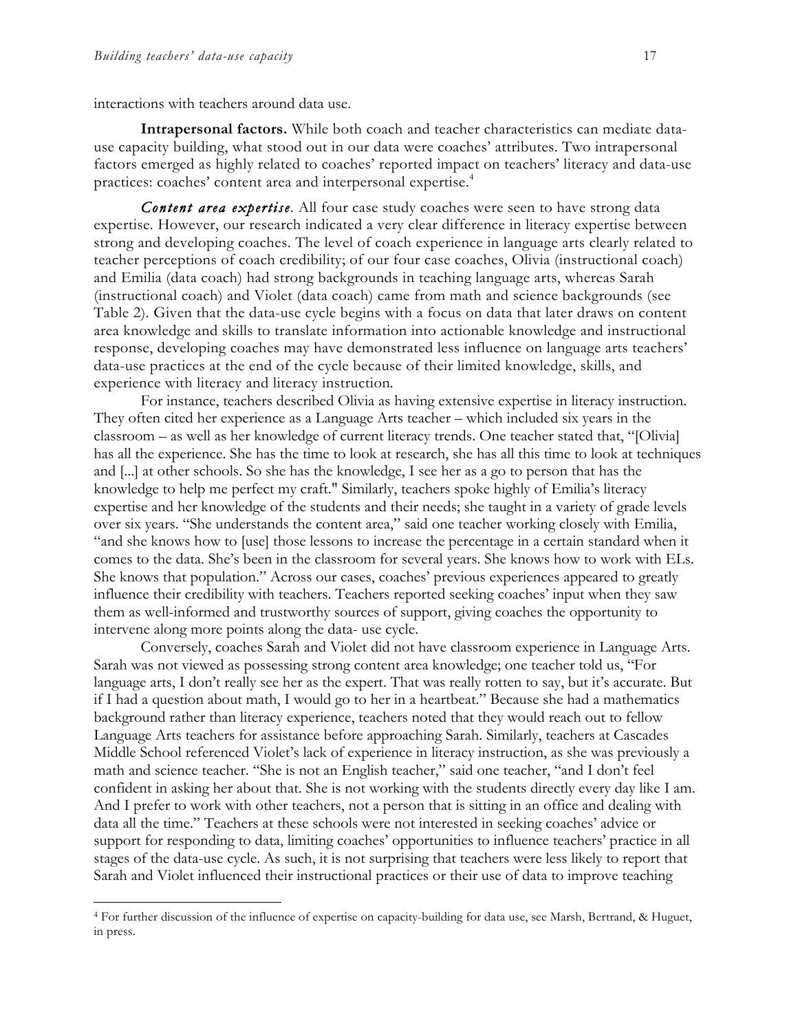interactions with teachers around data use.

**Intrapersonal factors.** While both coach and teacher characteristics can mediate data-use capacity building, what stood out in our data were coaches' attributes. Two intrapersonal factors emerged as highly related to coaches' reported impact on teachers' literacy and data-use practices: coaches' content area and interpersonal expertise.[4]

***Content area expertise*.** All four case study coaches were seen to have strong data expertise. However, our research indicated a very clear difference in literacy expertise between strong and developing coaches. The level of coach experience in language arts clearly related to teacher perceptions of coach credibility; of our four case coaches, Olivia (instructional coach) and Emilia (data coach) had strong backgrounds in teaching language arts, whereas Sarah (instructional coach) and Violet (data coach) came from math and science backgrounds (see Table 2). Given that the data-use cycle begins with a focus on data that later draws on content area knowledge and skills to translate information into actionable knowledge and instructional response, developing coaches may have demonstrated less influence on language arts teachers' data-use practices at the end of the cycle because of their limited knowledge, skills, and experience with literacy and literacy instruction.

For instance, teachers described Olivia as having extensive expertise in literacy instruction. They often cited her experience as a Language Arts teacher – which included six years in the classroom – as well as her knowledge of current literacy trends. One teacher stated that, "[Olivia] has all the experience. She has the time to look at research, she has all this time to look at techniques and [...] at other schools. So she has the knowledge, I see her as a go to person that has the knowledge to help me perfect my craft." Similarly, teachers spoke highly of Emilia's literacy expertise and her knowledge of the students and their needs; she taught in a variety of grade levels over six years. "She understands the content area," said one teacher working closely with Emilia, "and she knows how to [use] those lessons to increase the percentage in a certain standard when it comes to the data. She's been in the classroom for several years. She knows how to work with ELs. She knows that population." Across our cases, coaches' previous experiences appeared to greatly influence their credibility with teachers. Teachers reported seeking coaches' input when they saw them as well-informed and trustworthy sources of support, giving coaches the opportunity to intervene along more points along the data- use cycle.

Conversely, coaches Sarah and Violet did not have classroom experience in Language Arts. Sarah was not viewed as possessing strong content area knowledge; one teacher told us, "For language arts, I don't really see her as the expert. That was really rotten to say, but it's accurate. But if I had a question about math, I would go to her in a heartbeat." Because she had a mathematics background rather than literacy experience, teachers noted that they would reach out to fellow Language Arts teachers for assistance before approaching Sarah. Similarly, teachers at Cascades Middle School referenced Violet's lack of experience in literacy instruction, as she was previously a math and science teacher. "She is not an English teacher," said one teacher, "and I don't feel confident in asking her about that. She is not working with the students directly every day like I am. And I prefer to work with other teachers, not a person that is sitting in an office and dealing with data all the time." Teachers at these schools were not interested in seeking coaches' advice or support for responding to data, limiting coaches' opportunities to influence teachers' practice in all stages of the data-use cycle. As such, it is not surprising that teachers were less likely to report that Sarah and Violet influenced their instructional practices or their use of data to improve teaching

---

[4] For further discussion of the influence of expertise on capacity-building for data use, see Marsh, Bertrand, & Huguet, in press.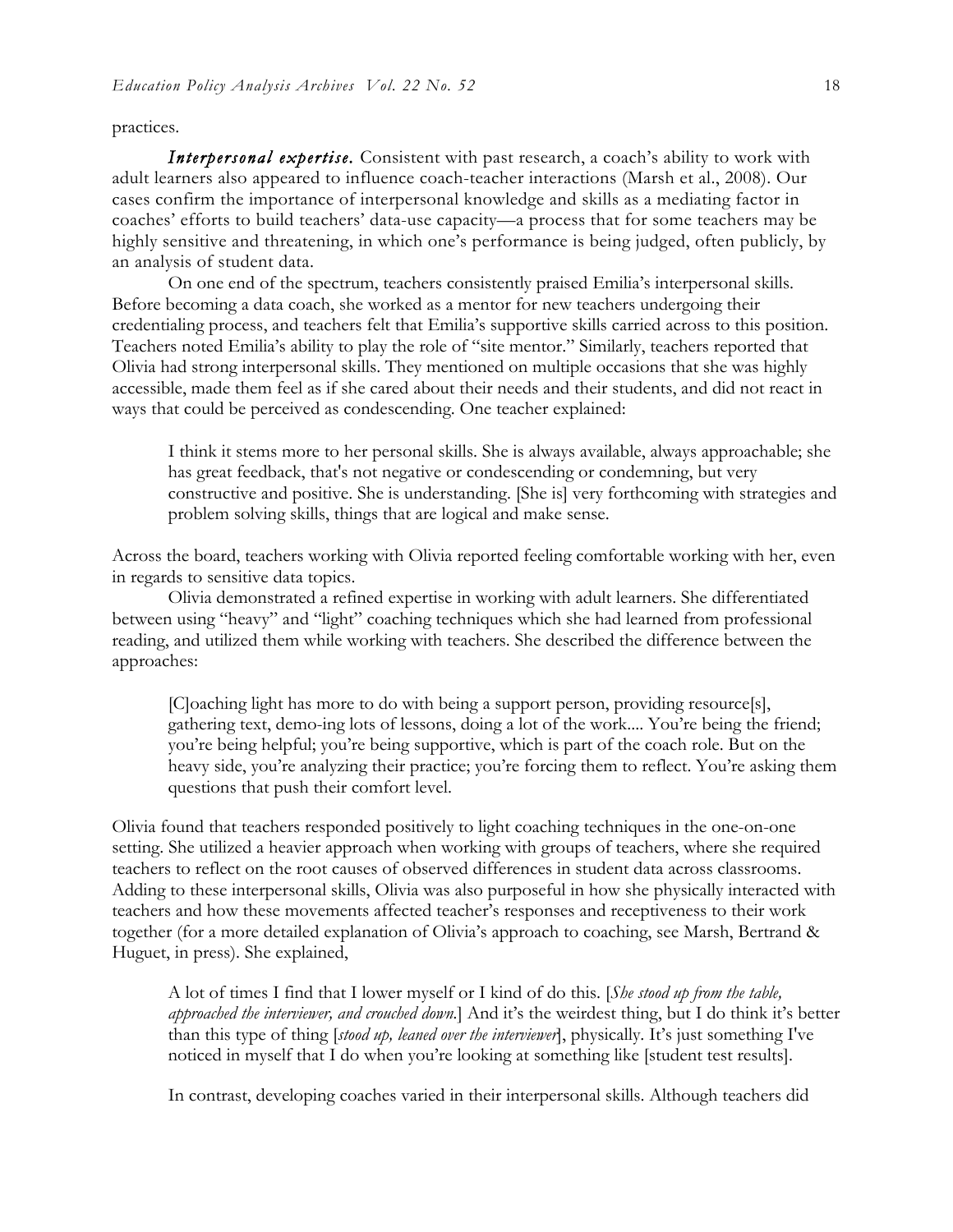practices.

***Interpersonal expertise.*** Consistent with past research, a coach's ability to work with adult learners also appeared to influence coach-teacher interactions (Marsh et al., 2008). Our cases confirm the importance of interpersonal knowledge and skills as a mediating factor in coaches' efforts to build teachers' data-use capacity—a process that for some teachers may be highly sensitive and threatening, in which one's performance is being judged, often publicly, by an analysis of student data.

On one end of the spectrum, teachers consistently praised Emilia's interpersonal skills. Before becoming a data coach, she worked as a mentor for new teachers undergoing their credentialing process, and teachers felt that Emilia's supportive skills carried across to this position. Teachers noted Emilia's ability to play the role of "site mentor." Similarly, teachers reported that Olivia had strong interpersonal skills. They mentioned on multiple occasions that she was highly accessible, made them feel as if she cared about their needs and their students, and did not react in ways that could be perceived as condescending. One teacher explained:

> I think it stems more to her personal skills. She is always available, always approachable; she has great feedback, that's not negative or condescending or condemning, but very constructive and positive. She is understanding. [She is] very forthcoming with strategies and problem solving skills, things that are logical and make sense.

Across the board, teachers working with Olivia reported feeling comfortable working with her, even in regards to sensitive data topics.

Olivia demonstrated a refined expertise in working with adult learners. She differentiated between using "heavy" and "light" coaching techniques which she had learned from professional reading, and utilized them while working with teachers. She described the difference between the approaches:

> [C]oaching light has more to do with being a support person, providing resource[s], gathering text, demo-ing lots of lessons, doing a lot of the work.... You're being the friend; you're being helpful; you're being supportive, which is part of the coach role. But on the heavy side, you're analyzing their practice; you're forcing them to reflect. You're asking them questions that push their comfort level.

Olivia found that teachers responded positively to light coaching techniques in the one-on-one setting. She utilized a heavier approach when working with groups of teachers, where she required teachers to reflect on the root causes of observed differences in student data across classrooms. Adding to these interpersonal skills, Olivia was also purposeful in how she physically interacted with teachers and how these movements affected teacher's responses and receptiveness to their work together (for a more detailed explanation of Olivia's approach to coaching, see Marsh, Bertrand & Huguet, in press). She explained,

> A lot of times I find that I lower myself or I kind of do this. [*She stood up from the table, approached the interviewer, and crouched down.*] And it's the weirdest thing, but I do think it's better than this type of thing [*stood up, leaned over the interviewer*], physically. It's just something I've noticed in myself that I do when you're looking at something like [student test results].

In contrast, developing coaches varied in their interpersonal skills. Although teachers did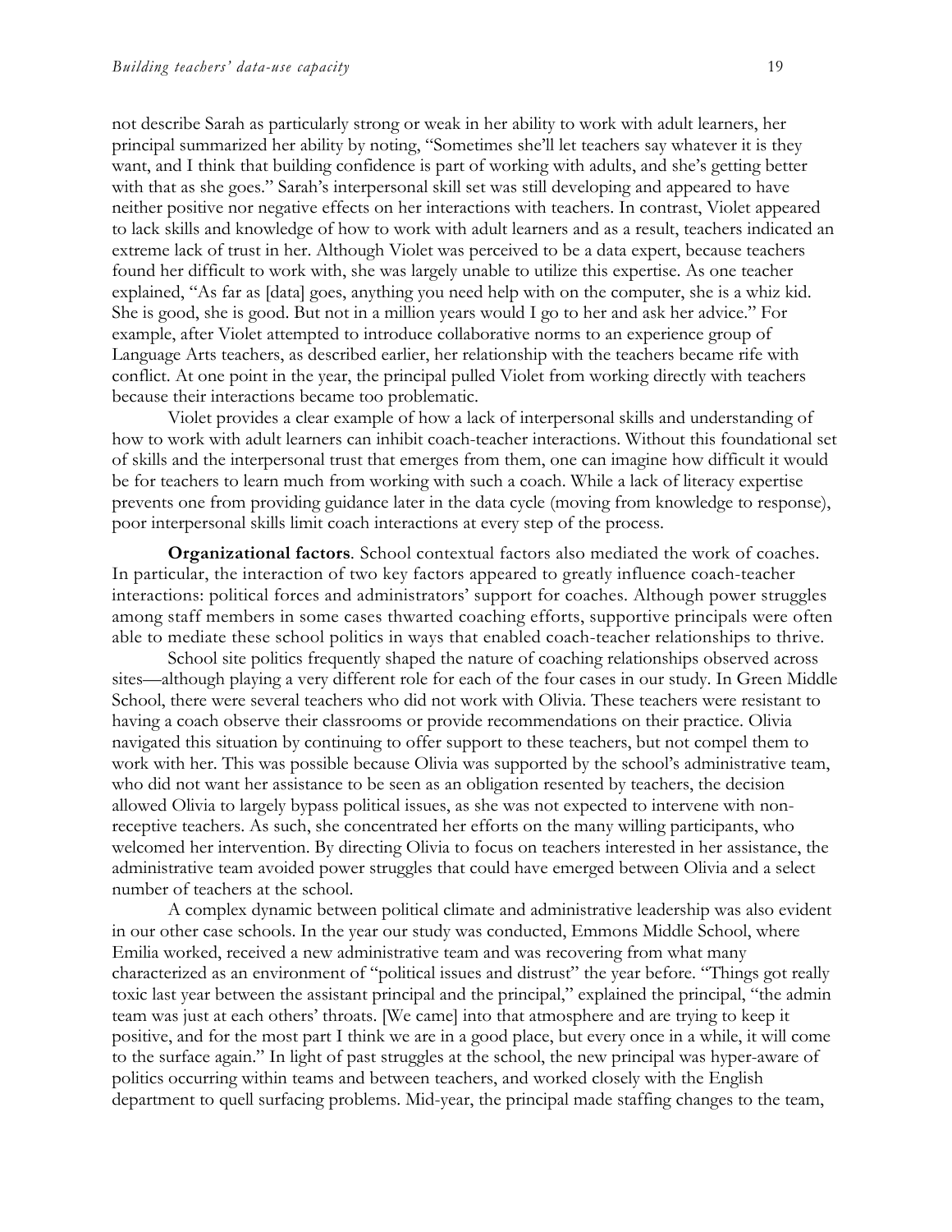not describe Sarah as particularly strong or weak in her ability to work with adult learners, her principal summarized her ability by noting, "Sometimes she'll let teachers say whatever it is they want, and I think that building confidence is part of working with adults, and she's getting better with that as she goes." Sarah's interpersonal skill set was still developing and appeared to have neither positive nor negative effects on her interactions with teachers. In contrast, Violet appeared to lack skills and knowledge of how to work with adult learners and as a result, teachers indicated an extreme lack of trust in her. Although Violet was perceived to be a data expert, because teachers found her difficult to work with, she was largely unable to utilize this expertise. As one teacher explained, "As far as [data] goes, anything you need help with on the computer, she is a whiz kid. She is good, she is good. But not in a million years would I go to her and ask her advice." For example, after Violet attempted to introduce collaborative norms to an experience group of Language Arts teachers, as described earlier, her relationship with the teachers became rife with conflict. At one point in the year, the principal pulled Violet from working directly with teachers because their interactions became too problematic.

Violet provides a clear example of how a lack of interpersonal skills and understanding of how to work with adult learners can inhibit coach-teacher interactions. Without this foundational set of skills and the interpersonal trust that emerges from them, one can imagine how difficult it would be for teachers to learn much from working with such a coach. While a lack of literacy expertise prevents one from providing guidance later in the data cycle (moving from knowledge to response), poor interpersonal skills limit coach interactions at every step of the process.

**Organizational factors**. School contextual factors also mediated the work of coaches. In particular, the interaction of two key factors appeared to greatly influence coach-teacher interactions: political forces and administrators' support for coaches. Although power struggles among staff members in some cases thwarted coaching efforts, supportive principals were often able to mediate these school politics in ways that enabled coach-teacher relationships to thrive.

School site politics frequently shaped the nature of coaching relationships observed across sites—although playing a very different role for each of the four cases in our study. In Green Middle School, there were several teachers who did not work with Olivia. These teachers were resistant to having a coach observe their classrooms or provide recommendations on their practice. Olivia navigated this situation by continuing to offer support to these teachers, but not compel them to work with her. This was possible because Olivia was supported by the school's administrative team, who did not want her assistance to be seen as an obligation resented by teachers, the decision allowed Olivia to largely bypass political issues, as she was not expected to intervene with non-receptive teachers. As such, she concentrated her efforts on the many willing participants, who welcomed her intervention. By directing Olivia to focus on teachers interested in her assistance, the administrative team avoided power struggles that could have emerged between Olivia and a select number of teachers at the school.

A complex dynamic between political climate and administrative leadership was also evident in our other case schools. In the year our study was conducted, Emmons Middle School, where Emilia worked, received a new administrative team and was recovering from what many characterized as an environment of "political issues and distrust" the year before. "Things got really toxic last year between the assistant principal and the principal," explained the principal, "the admin team was just at each others' throats. [We came] into that atmosphere and are trying to keep it positive, and for the most part I think we are in a good place, but every once in a while, it will come to the surface again." In light of past struggles at the school, the new principal was hyper-aware of politics occurring within teams and between teachers, and worked closely with the English department to quell surfacing problems. Mid-year, the principal made staffing changes to the team,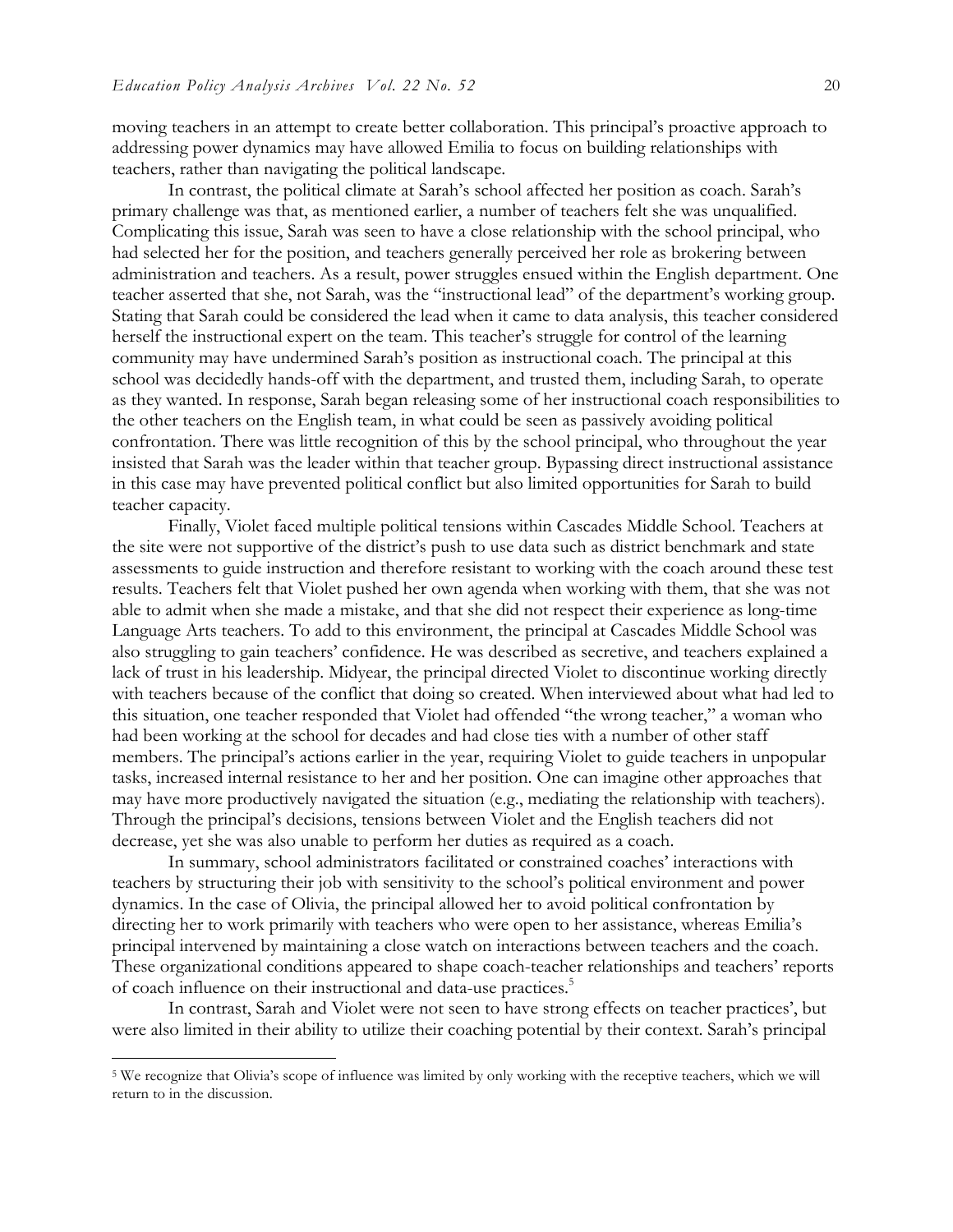moving teachers in an attempt to create better collaboration. This principal's proactive approach to addressing power dynamics may have allowed Emilia to focus on building relationships with teachers, rather than navigating the political landscape.

In contrast, the political climate at Sarah's school affected her position as coach. Sarah's primary challenge was that, as mentioned earlier, a number of teachers felt she was unqualified. Complicating this issue, Sarah was seen to have a close relationship with the school principal, who had selected her for the position, and teachers generally perceived her role as brokering between administration and teachers. As a result, power struggles ensued within the English department. One teacher asserted that she, not Sarah, was the "instructional lead" of the department's working group. Stating that Sarah could be considered the lead when it came to data analysis, this teacher considered herself the instructional expert on the team. This teacher's struggle for control of the learning community may have undermined Sarah's position as instructional coach. The principal at this school was decidedly hands-off with the department, and trusted them, including Sarah, to operate as they wanted. In response, Sarah began releasing some of her instructional coach responsibilities to the other teachers on the English team, in what could be seen as passively avoiding political confrontation. There was little recognition of this by the school principal, who throughout the year insisted that Sarah was the leader within that teacher group. Bypassing direct instructional assistance in this case may have prevented political conflict but also limited opportunities for Sarah to build teacher capacity.

Finally, Violet faced multiple political tensions within Cascades Middle School. Teachers at the site were not supportive of the district's push to use data such as district benchmark and state assessments to guide instruction and therefore resistant to working with the coach around these test results. Teachers felt that Violet pushed her own agenda when working with them, that she was not able to admit when she made a mistake, and that she did not respect their experience as long-time Language Arts teachers. To add to this environment, the principal at Cascades Middle School was also struggling to gain teachers' confidence. He was described as secretive, and teachers explained a lack of trust in his leadership. Midyear, the principal directed Violet to discontinue working directly with teachers because of the conflict that doing so created. When interviewed about what had led to this situation, one teacher responded that Violet had offended "the wrong teacher," a woman who had been working at the school for decades and had close ties with a number of other staff members. The principal's actions earlier in the year, requiring Violet to guide teachers in unpopular tasks, increased internal resistance to her and her position. One can imagine other approaches that may have more productively navigated the situation (e.g., mediating the relationship with teachers). Through the principal's decisions, tensions between Violet and the English teachers did not decrease, yet she was also unable to perform her duties as required as a coach.

In summary, school administrators facilitated or constrained coaches' interactions with teachers by structuring their job with sensitivity to the school's political environment and power dynamics. In the case of Olivia, the principal allowed her to avoid political confrontation by directing her to work primarily with teachers who were open to her assistance, whereas Emilia's principal intervened by maintaining a close watch on interactions between teachers and the coach. These organizational conditions appeared to shape coach-teacher relationships and teachers' reports of coach influence on their instructional and data-use practices.[5]

In contrast, Sarah and Violet were not seen to have strong effects on teacher practices', but were also limited in their ability to utilize their coaching potential by their context. Sarah's principal

[5] We recognize that Olivia's scope of influence was limited by only working with the receptive teachers, which we will return to in the discussion.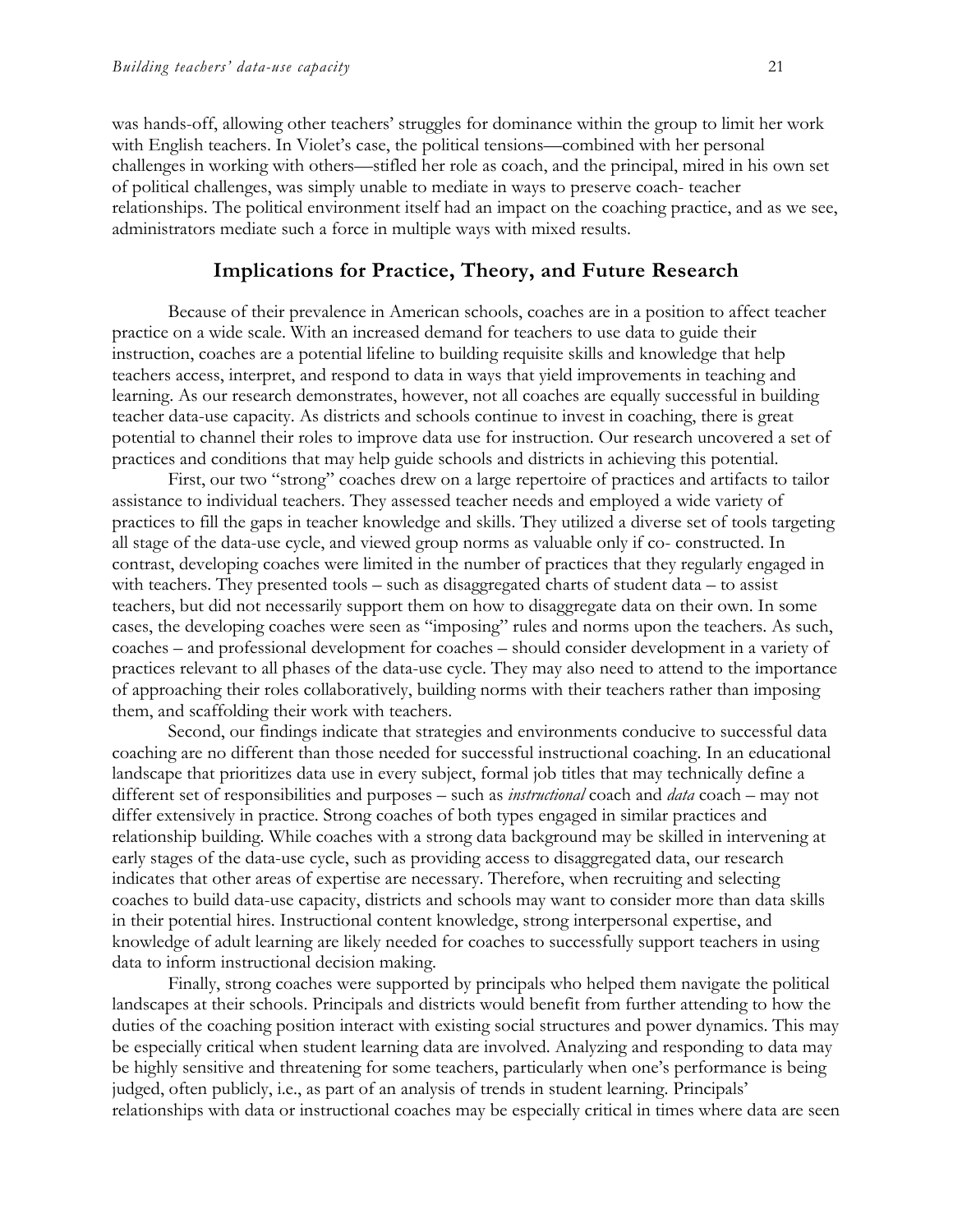was hands-off, allowing other teachers' struggles for dominance within the group to limit her work with English teachers. In Violet's case, the political tensions—combined with her personal challenges in working with others—stifled her role as coach, and the principal, mired in his own set of political challenges, was simply unable to mediate in ways to preserve coach- teacher relationships. The political environment itself had an impact on the coaching practice, and as we see, administrators mediate such a force in multiple ways with mixed results.

## Implications for Practice, Theory, and Future Research

Because of their prevalence in American schools, coaches are in a position to affect teacher practice on a wide scale. With an increased demand for teachers to use data to guide their instruction, coaches are a potential lifeline to building requisite skills and knowledge that help teachers access, interpret, and respond to data in ways that yield improvements in teaching and learning. As our research demonstrates, however, not all coaches are equally successful in building teacher data-use capacity. As districts and schools continue to invest in coaching, there is great potential to channel their roles to improve data use for instruction. Our research uncovered a set of practices and conditions that may help guide schools and districts in achieving this potential.

First, our two "strong" coaches drew on a large repertoire of practices and artifacts to tailor assistance to individual teachers. They assessed teacher needs and employed a wide variety of practices to fill the gaps in teacher knowledge and skills. They utilized a diverse set of tools targeting all stage of the data-use cycle, and viewed group norms as valuable only if co- constructed. In contrast, developing coaches were limited in the number of practices that they regularly engaged in with teachers. They presented tools – such as disaggregated charts of student data – to assist teachers, but did not necessarily support them on how to disaggregate data on their own. In some cases, the developing coaches were seen as "imposing" rules and norms upon the teachers. As such, coaches – and professional development for coaches – should consider development in a variety of practices relevant to all phases of the data-use cycle. They may also need to attend to the importance of approaching their roles collaboratively, building norms with their teachers rather than imposing them, and scaffolding their work with teachers.

Second, our findings indicate that strategies and environments conducive to successful data coaching are no different than those needed for successful instructional coaching. In an educational landscape that prioritizes data use in every subject, formal job titles that may technically define a different set of responsibilities and purposes – such as *instructional* coach and *data* coach – may not differ extensively in practice. Strong coaches of both types engaged in similar practices and relationship building. While coaches with a strong data background may be skilled in intervening at early stages of the data-use cycle, such as providing access to disaggregated data, our research indicates that other areas of expertise are necessary. Therefore, when recruiting and selecting coaches to build data-use capacity, districts and schools may want to consider more than data skills in their potential hires. Instructional content knowledge, strong interpersonal expertise, and knowledge of adult learning are likely needed for coaches to successfully support teachers in using data to inform instructional decision making.

Finally, strong coaches were supported by principals who helped them navigate the political landscapes at their schools. Principals and districts would benefit from further attending to how the duties of the coaching position interact with existing social structures and power dynamics. This may be especially critical when student learning data are involved. Analyzing and responding to data may be highly sensitive and threatening for some teachers, particularly when one's performance is being judged, often publicly, i.e., as part of an analysis of trends in student learning. Principals' relationships with data or instructional coaches may be especially critical in times where data are seen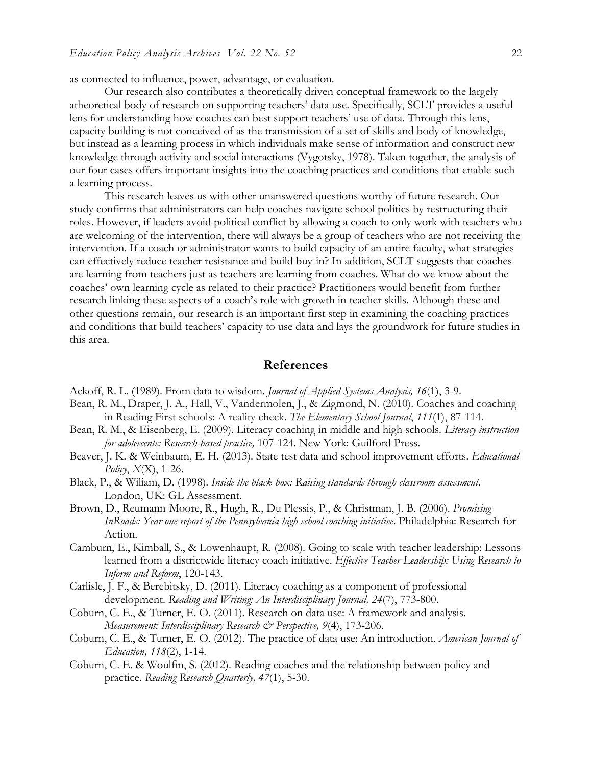as connected to influence, power, advantage, or evaluation.

Our research also contributes a theoretically driven conceptual framework to the largely atheoretical body of research on supporting teachers' data use. Specifically, SCLT provides a useful lens for understanding how coaches can best support teachers' use of data. Through this lens, capacity building is not conceived of as the transmission of a set of skills and body of knowledge, but instead as a learning process in which individuals make sense of information and construct new knowledge through activity and social interactions (Vygotsky, 1978). Taken together, the analysis of our four cases offers important insights into the coaching practices and conditions that enable such a learning process.

This research leaves us with other unanswered questions worthy of future research. Our study confirms that administrators can help coaches navigate school politics by restructuring their roles. However, if leaders avoid political conflict by allowing a coach to only work with teachers who are welcoming of the intervention, there will always be a group of teachers who are not receiving the intervention. If a coach or administrator wants to build capacity of an entire faculty, what strategies can effectively reduce teacher resistance and build buy-in? In addition, SCLT suggests that coaches are learning from teachers just as teachers are learning from coaches. What do we know about the coaches' own learning cycle as related to their practice? Practitioners would benefit from further research linking these aspects of a coach's role with growth in teacher skills. Although these and other questions remain, our research is an important first step in examining the coaching practices and conditions that build teachers' capacity to use data and lays the groundwork for future studies in this area.

## References

Ackoff, R. L. (1989). From data to wisdom. *Journal of Applied Systems Analysis, 16*(1), 3-9.

Bean, R. M., Draper, J. A., Hall, V., Vandermolen, J., & Zigmond, N. (2010). Coaches and coaching in Reading First schools: A reality check. *The Elementary School Journal*, *111*(1), 87-114.

Bean, R. M., & Eisenberg, E. (2009). Literacy coaching in middle and high schools. *Literacy instruction for adolescents: Research-based practice,* 107-124. New York: Guilford Press.

Beaver, J. K. & Weinbaum, E. H. (2013). State test data and school improvement efforts. *Educational Policy*, *X*(X), 1-26.

Black, P., & Wiliam, D. (1998). *Inside the black box: Raising standards through classroom assessment.* London, UK: GL Assessment.

Brown, D., Reumann-Moore, R., Hugh, R., Du Plessis, P., & Christman, J. B. (2006). *Promising InRoads: Year one report of the Pennsylvania high school coaching initiative*. Philadelphia: Research for Action.

Camburn, E., Kimball, S., & Lowenhaupt, R. (2008). Going to scale with teacher leadership: Lessons learned from a districtwide literacy coach initiative. *Effective Teacher Leadership: Using Research to Inform and Reform*, 120-143.

Carlisle, J. F., & Berebitsky, D. (2011). Literacy coaching as a component of professional development. *Reading and Writing: An Interdisciplinary Journal, 24*(7), 773-800.

Coburn, C. E., & Turner, E. O. (2011). Research on data use: A framework and analysis. *Measurement: Interdisciplinary Research & Perspective, 9*(4), 173-206.

Coburn, C. E., & Turner, E. O. (2012). The practice of data use: An introduction. *American Journal of Education, 118*(2), 1-14.

Coburn, C. E. & Woulfin, S. (2012). Reading coaches and the relationship between policy and practice. *Reading Research Quarterly, 47*(1), 5-30.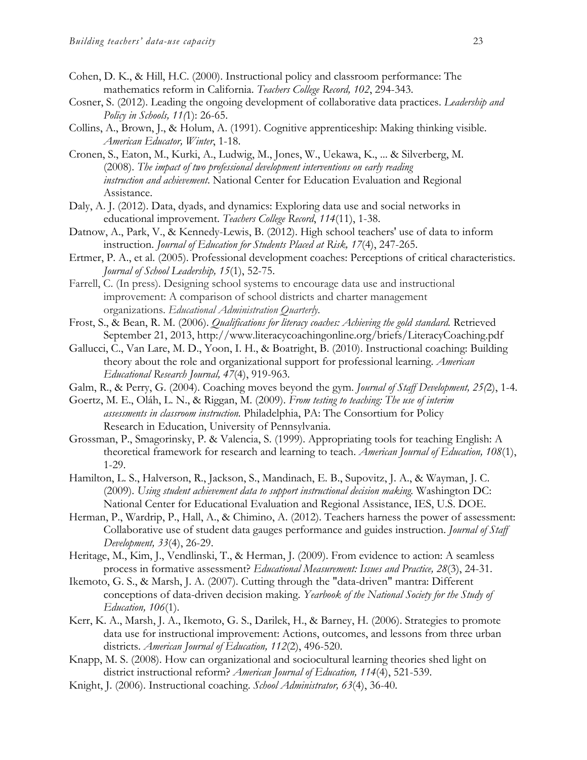Cohen, D. K., & Hill, H.C. (2000). Instructional policy and classroom performance: The mathematics reform in California. *Teachers College Record, 102*, 294-343.

Cosner, S. (2012). Leading the ongoing development of collaborative data practices. *Leadership and Policy in Schools, 11(*1): 26-65.

Collins, A., Brown, J., & Holum, A. (1991). Cognitive apprenticeship: Making thinking visible. *American Educator, Winter*, 1-18.

Cronen, S., Eaton, M., Kurki, A., Ludwig, M., Jones, W., Uekawa, K., ... & Silverberg, M. (2008). *The impact of two professional development interventions on early reading instruction and achievement*. National Center for Education Evaluation and Regional Assistance.

Daly, A. J. (2012). Data, dyads, and dynamics: Exploring data use and social networks in educational improvement. *Teachers College Record*, *114*(11), 1-38.

Datnow, A., Park, V., & Kennedy-Lewis, B. (2012). High school teachers' use of data to inform instruction. *Journal of Education for Students Placed at Risk, 17*(4), 247-265.

Ertmer, P. A., et al. (2005). Professional development coaches: Perceptions of critical characteristics. *Journal of School Leadership, 15*(1), 52-75.

Farrell, C. (In press). Designing school systems to encourage data use and instructional improvement: A comparison of school districts and charter management organizations. *Educational Administration Quarterly.*

Frost, S., & Bean, R. M. (2006). *Qualifications for literacy coaches: Achieving the gold standard.* Retrieved September 21, 2013, http://www.literacycoachingonline.org/briefs/LiteracyCoaching.pdf

Gallucci, C., Van Lare, M. D., Yoon, I. H., & Boatright, B. (2010). Instructional coaching: Building theory about the role and organizational support for professional learning. *American Educational Research Journal, 47*(4), 919-963.

Galm, R., & Perry, G. (2004). Coaching moves beyond the gym. *Journal of Staff Development, 25(*2), 1-4.

Goertz, M. E., Oláh, L. N., & Riggan, M. (2009). *From testing to teaching: The use of interim assessments in classroom instruction.* Philadelphia, PA: The Consortium for Policy Research in Education, University of Pennsylvania.

Grossman, P., Smagorinsky, P. & Valencia, S. (1999). Appropriating tools for teaching English: A theoretical framework for research and learning to teach. *American Journal of Education, 108*(1), 1-29.

Hamilton, L. S., Halverson, R., Jackson, S., Mandinach, E. B., Supovitz, J. A., & Wayman, J. C. (2009). *Using student achievement data to support instructional decision making.* Washington DC: National Center for Educational Evaluation and Regional Assistance, IES, U.S. DOE.

Herman, P., Wardrip, P., Hall, A., & Chimino, A. (2012). Teachers harness the power of assessment: Collaborative use of student data gauges performance and guides instruction. *Journal of Staff Development, 33*(4), 26-29.

Heritage, M., Kim, J., Vendlinski, T., & Herman, J. (2009). From evidence to action: A seamless process in formative assessment? *Educational Measurement: Issues and Practice, 28*(3), 24-31.

Ikemoto, G. S., & Marsh, J. A. (2007). Cutting through the "data-driven" mantra: Different conceptions of data-driven decision making. *Yearbook of the National Society for the Study of Education, 106*(1).

Kerr, K. A., Marsh, J. A., Ikemoto, G. S., Darilek, H., & Barney, H. (2006). Strategies to promote data use for instructional improvement: Actions, outcomes, and lessons from three urban districts. *American Journal of Education, 112*(2), 496-520.

Knapp, M. S. (2008). How can organizational and sociocultural learning theories shed light on district instructional reform? *American Journal of Education, 114*(4), 521-539.

Knight, J. (2006). Instructional coaching. *School Administrator, 63*(4), 36-40.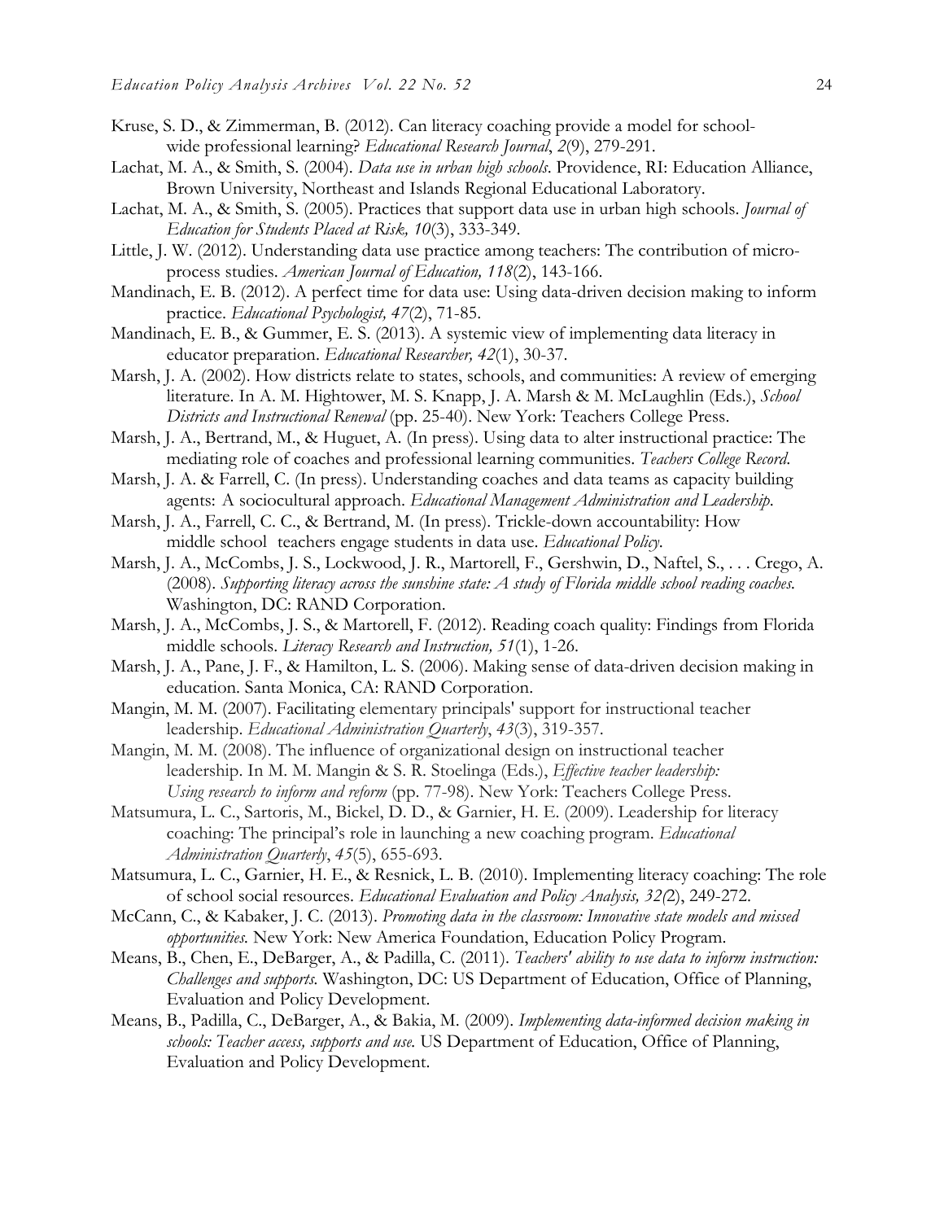Kruse, S. D., & Zimmerman, B. (2012). Can literacy coaching provide a model for school-wide professional learning? *Educational Research Journal*, *2*(9), 279-291.

Lachat, M. A., & Smith, S. (2004). *Data use in urban high schools*. Providence, RI: Education Alliance, Brown University, Northeast and Islands Regional Educational Laboratory.

Lachat, M. A., & Smith, S. (2005). Practices that support data use in urban high schools. *Journal of Education for Students Placed at Risk, 10*(3), 333-349.

Little, J. W. (2012). Understanding data use practice among teachers: The contribution of micro-process studies. *American Journal of Education, 118*(2), 143-166.

Mandinach, E. B. (2012). A perfect time for data use: Using data-driven decision making to inform practice. *Educational Psychologist, 47*(2), 71-85.

Mandinach, E. B., & Gummer, E. S. (2013). A systemic view of implementing data literacy in educator preparation. *Educational Researcher, 42*(1), 30-37.

Marsh, J. A. (2002). How districts relate to states, schools, and communities: A review of emerging literature. In A. M. Hightower, M. S. Knapp, J. A. Marsh & M. McLaughlin (Eds.), *School Districts and Instructional Renewal* (pp. 25-40). New York: Teachers College Press.

Marsh, J. A., Bertrand, M., & Huguet, A. (In press). Using data to alter instructional practice: The mediating role of coaches and professional learning communities. *Teachers College Record.*

Marsh, J. A. & Farrell, C. (In press). Understanding coaches and data teams as capacity building agents: A sociocultural approach. *Educational Management Administration and Leadership.*

Marsh, J. A., Farrell, C. C., & Bertrand, M. (In press). Trickle-down accountability: How middle school teachers engage students in data use. *Educational Policy.*

Marsh, J. A., McCombs, J. S., Lockwood, J. R., Martorell, F., Gershwin, D., Naftel, S., . . . Crego, A. (2008). *Supporting literacy across the sunshine state: A study of Florida middle school reading coaches.* Washington, DC: RAND Corporation.

Marsh, J. A., McCombs, J. S., & Martorell, F. (2012). Reading coach quality: Findings from Florida middle schools. *Literacy Research and Instruction, 51*(1), 1-26.

Marsh, J. A., Pane, J. F., & Hamilton, L. S. (2006). Making sense of data-driven decision making in education. Santa Monica, CA: RAND Corporation.

Mangin, M. M. (2007). Facilitating elementary principals' support for instructional teacher leadership. *Educational Administration Quarterly*, *43*(3), 319-357.

Mangin, M. M. (2008). The influence of organizational design on instructional teacher leadership. In M. M. Mangin & S. R. Stoelinga (Eds.), *Effective teacher leadership: Using research to inform and reform* (pp. 77-98). New York: Teachers College Press.

Matsumura, L. C., Sartoris, M., Bickel, D. D., & Garnier, H. E. (2009). Leadership for literacy coaching: The principal's role in launching a new coaching program. *Educational Administration Quarterly*, *45*(5), 655-693.

Matsumura, L. C., Garnier, H. E., & Resnick, L. B. (2010). Implementing literacy coaching: The role of school social resources. *Educational Evaluation and Policy Analysis, 32(*2), 249-272.

McCann, C., & Kabaker, J. C. (2013). *Promoting data in the classroom: Innovative state models and missed opportunities.* New York: New America Foundation, Education Policy Program.

Means, B., Chen, E., DeBarger, A., & Padilla, C. (2011). *Teachers' ability to use data to inform instruction: Challenges and supports.* Washington, DC: US Department of Education, Office of Planning, Evaluation and Policy Development.

Means, B., Padilla, C., DeBarger, A., & Bakia, M. (2009). *Implementing data-informed decision making in schools: Teacher access, supports and use.* US Department of Education, Office of Planning, Evaluation and Policy Development.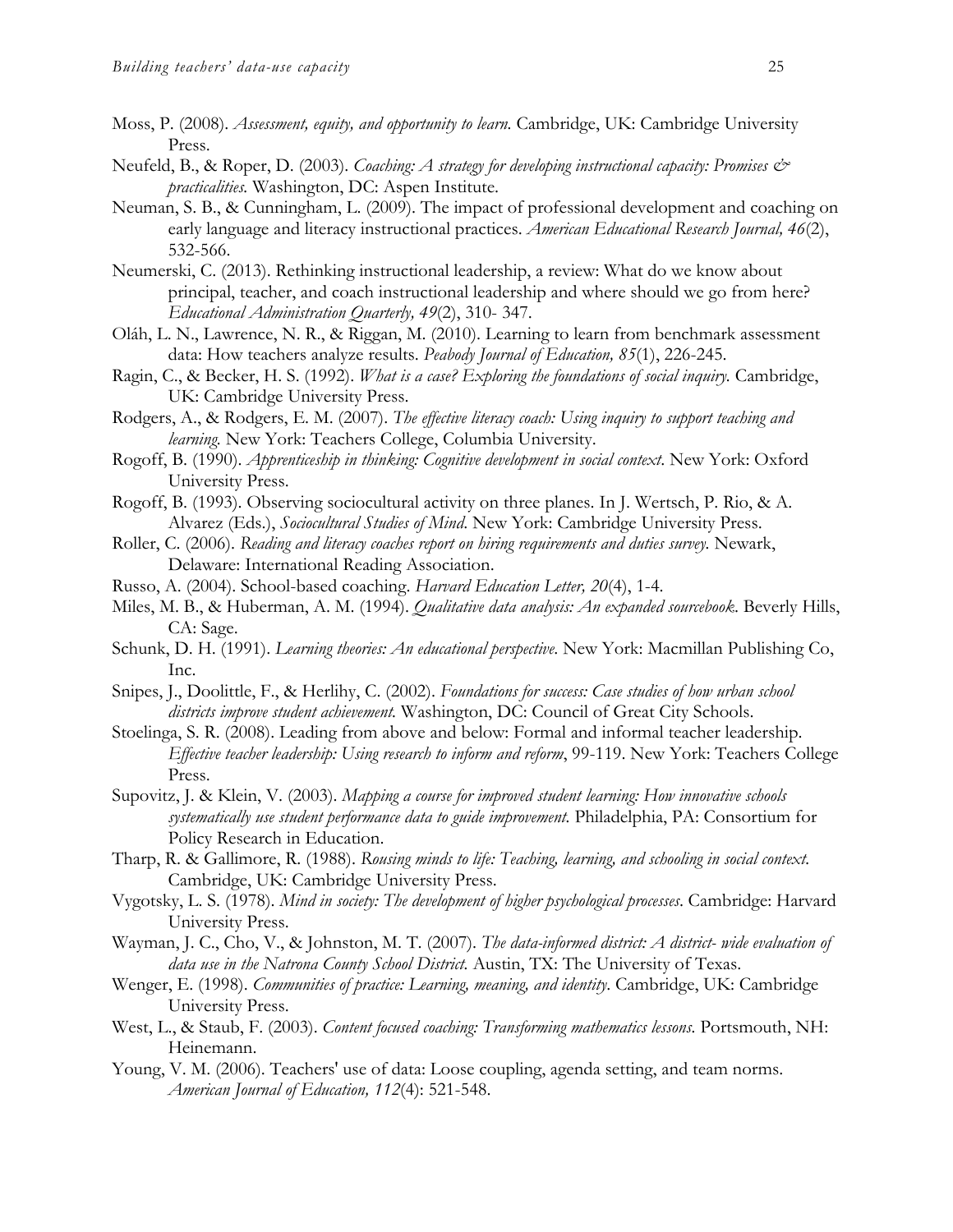Moss, P. (2008). *Assessment, equity, and opportunity to learn.* Cambridge, UK: Cambridge University Press.

Neufeld, B., & Roper, D. (2003). *Coaching: A strategy for developing instructional capacity: Promises & practicalities.* Washington, DC: Aspen Institute.

Neuman, S. B., & Cunningham, L. (2009). The impact of professional development and coaching on early language and literacy instructional practices. *American Educational Research Journal, 46*(2), 532-566.

Neumerski, C. (2013). Rethinking instructional leadership, a review: What do we know about principal, teacher, and coach instructional leadership and where should we go from here? *Educational Administration Quarterly, 49*(2), 310- 347.

Oláh, L. N., Lawrence, N. R., & Riggan, M. (2010). Learning to learn from benchmark assessment data: How teachers analyze results. *Peabody Journal of Education, 85*(1), 226-245.

Ragin, C., & Becker, H. S. (1992). *What is a case? Exploring the foundations of social inquiry.* Cambridge, UK: Cambridge University Press.

Rodgers, A., & Rodgers, E. M. (2007). *The effective literacy coach: Using inquiry to support teaching and learning.* New York: Teachers College, Columbia University.

Rogoff, B. (1990). *Apprenticeship in thinking: Cognitive development in social context*. New York: Oxford University Press.

Rogoff, B. (1993). Observing sociocultural activity on three planes. In J. Wertsch, P. Rio, & A. Alvarez (Eds.), *Sociocultural Studies of Mind.* New York: Cambridge University Press.

Roller, C. (2006). *Reading and literacy coaches report on hiring requirements and duties survey.* Newark, Delaware: International Reading Association.

Russo, A. (2004). School-based coaching. *Harvard Education Letter, 20*(4), 1-4.

Miles, M. B., & Huberman, A. M. (1994). *Qualitative data analysis: An expanded sourcebook.* Beverly Hills, CA: Sage.

Schunk, D. H. (1991). *Learning theories: An educational perspective.* New York: Macmillan Publishing Co, Inc.

Snipes, J., Doolittle, F., & Herlihy, C. (2002). *Foundations for success: Case studies of how urban school districts improve student achievement.* Washington, DC: Council of Great City Schools.

Stoelinga, S. R. (2008). Leading from above and below: Formal and informal teacher leadership. *Effective teacher leadership: Using research to inform and reform*, 99-119. New York: Teachers College Press.

Supovitz, J. & Klein, V. (2003). *Mapping a course for improved student learning: How innovative schools systematically use student performance data to guide improvement.* Philadelphia, PA: Consortium for Policy Research in Education.

Tharp, R. & Gallimore, R. (1988). *Rousing minds to life: Teaching, learning, and schooling in social context.* Cambridge, UK: Cambridge University Press.

Vygotsky, L. S. (1978). *Mind in society: The development of higher psychological processes*. Cambridge: Harvard University Press.

Wayman, J. C., Cho, V., & Johnston, M. T. (2007). *The data-informed district: A district- wide evaluation of data use in the Natrona County School District.* Austin, TX: The University of Texas.

Wenger, E. (1998). *Communities of practice: Learning, meaning, and identity*. Cambridge, UK: Cambridge University Press.

West, L., & Staub, F. (2003). *Content focused coaching: Transforming mathematics lessons.* Portsmouth, NH: Heinemann.

Young, V. M. (2006). Teachers' use of data: Loose coupling, agenda setting, and team norms. *American Journal of Education, 112*(4): 521-548.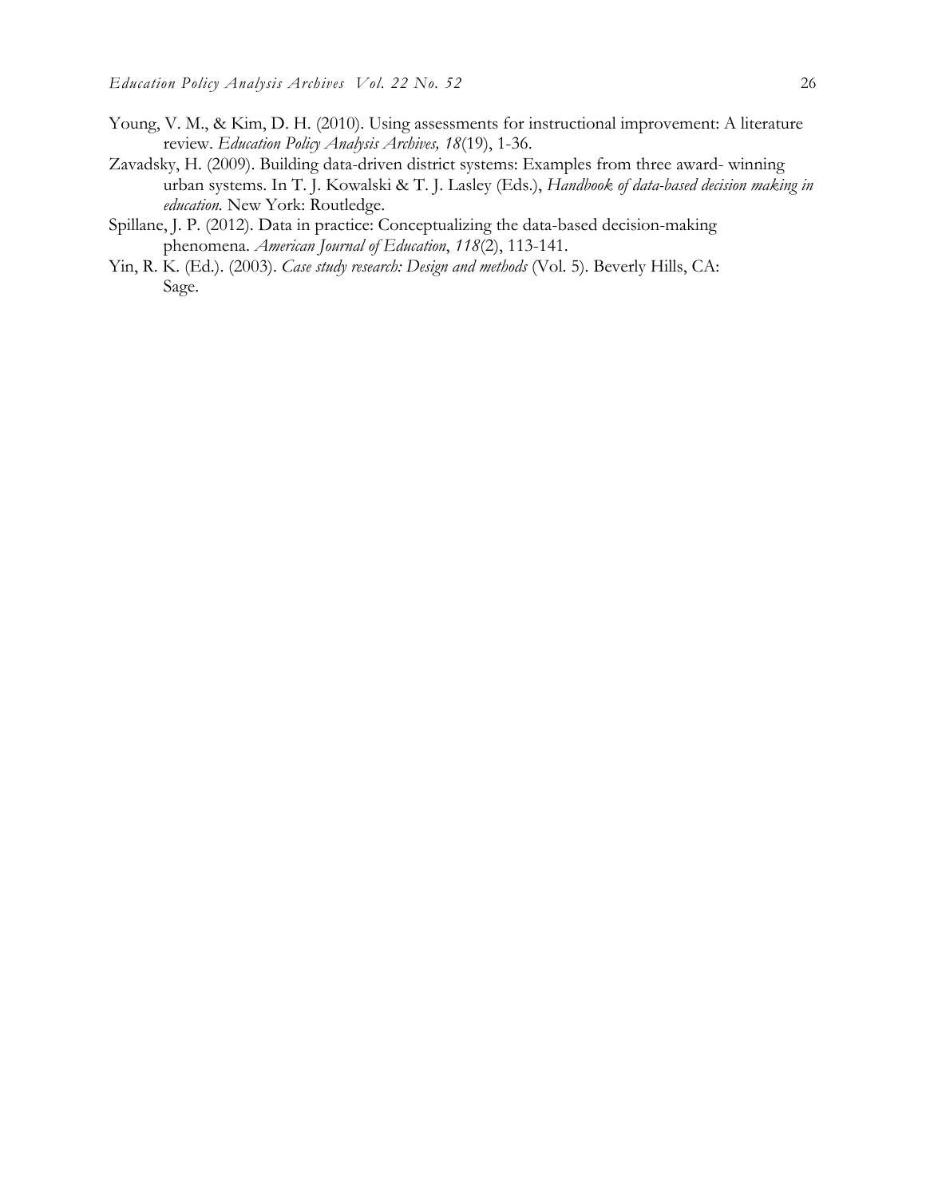Young, V. M., & Kim, D. H. (2010). Using assessments for instructional improvement: A literature review. *Education Policy Analysis Archives, 18*(19), 1-36.

Zavadsky, H. (2009). Building data-driven district systems: Examples from three award- winning urban systems. In T. J. Kowalski & T. J. Lasley (Eds.), *Handbook of data-based decision making in education.* New York: Routledge.

Spillane, J. P. (2012). Data in practice: Conceptualizing the data-based decision-making phenomena. *American Journal of Education*, *118*(2), 113-141.

Yin, R. K. (Ed.). (2003). *Case study research: Design and methods* (Vol. 5). Beverly Hills, CA: Sage.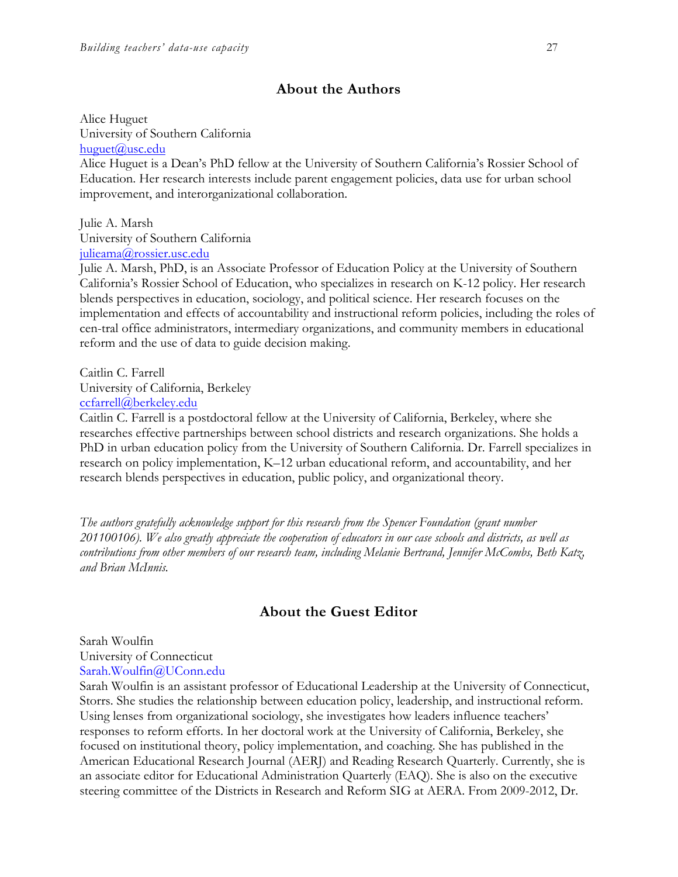## About the Authors

Alice Huguet  
University of Southern California  
huguet@usc.edu  
Alice Huguet is a Dean's PhD fellow at the University of Southern California's Rossier School of Education. Her research interests include parent engagement policies, data use for urban school improvement, and interorganizational collaboration.

Julie A. Marsh  
University of Southern California  
julieama@rossier.usc.edu  
Julie A. Marsh, PhD, is an Associate Professor of Education Policy at the University of Southern California's Rossier School of Education, who specializes in research on K-12 policy. Her research blends perspectives in education, sociology, and political science. Her research focuses on the implementation and effects of accountability and instructional reform policies, including the roles of cen-tral office administrators, intermediary organizations, and community members in educational reform and the use of data to guide decision making.

Caitlin C. Farrell  
University of California, Berkeley  
ccfarrell@berkeley.edu  
Caitlin C. Farrell is a postdoctoral fellow at the University of California, Berkeley, where she researches effective partnerships between school districts and research organizations. She holds a PhD in urban education policy from the University of Southern California. Dr. Farrell specializes in research on policy implementation, K–12 urban educational reform, and accountability, and her research blends perspectives in education, public policy, and organizational theory.

*The authors gratefully acknowledge support for this research from the Spencer Foundation (grant number 201100106). We also greatly appreciate the cooperation of educators in our case schools and districts, as well as contributions from other members of our research team, including Melanie Bertrand, Jennifer McCombs, Beth Katz, and Brian McInnis.*

## About the Guest Editor

Sarah Woulfin  
University of Connecticut  
Sarah.Woulfin@UConn.edu  
Sarah Woulfin is an assistant professor of Educational Leadership at the University of Connecticut, Storrs. She studies the relationship between education policy, leadership, and instructional reform. Using lenses from organizational sociology, she investigates how leaders influence teachers' responses to reform efforts. In her doctoral work at the University of California, Berkeley, she focused on institutional theory, policy implementation, and coaching. She has published in the American Educational Research Journal (AERJ) and Reading Research Quarterly. Currently, she is an associate editor for Educational Administration Quarterly (EAQ). She is also on the executive steering committee of the Districts in Research and Reform SIG at AERA. From 2009-2012, Dr.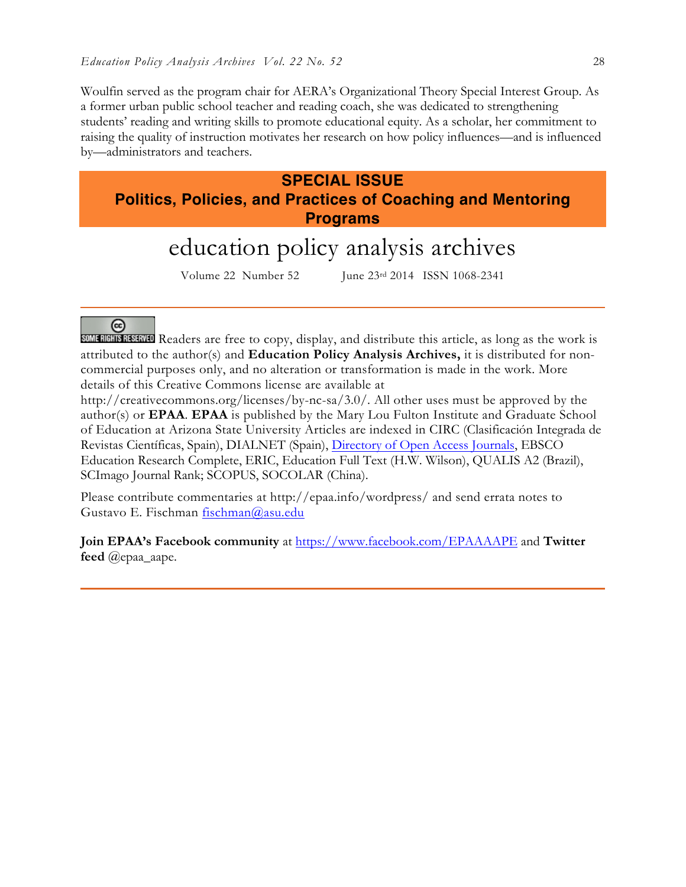Woulfin served as the program chair for AERA's Organizational Theory Special Interest Group. As a former urban public school teacher and reading coach, she was dedicated to strengthening students' reading and writing skills to promote educational equity. As a scholar, her commitment to raising the quality of instruction motivates her research on how policy influences—and is influenced by—administrators and teachers.

## SPECIAL ISSUE
## Politics, Policies, and Practices of Coaching and Mentoring Programs

# education policy analysis archives

Volume 22 Number 52 June 23rd 2014 ISSN 1068-2341

---

SOME RIGHTS RESERVED Readers are free to copy, display, and distribute this article, as long as the work is attributed to the author(s) and **Education Policy Analysis Archives,** it is distributed for non-commercial purposes only, and no alteration or transformation is made in the work. More details of this Creative Commons license are available at http://creativecommons.org/licenses/by-nc-sa/3.0/. All other uses must be approved by the author(s) or **EPAA**. **EPAA** is published by the Mary Lou Fulton Institute and Graduate School of Education at Arizona State University Articles are indexed in CIRC (Clasificación Integrada de Revistas Científicas, Spain), DIALNET (Spain), Directory of Open Access Journals, EBSCO Education Research Complete, ERIC, Education Full Text (H.W. Wilson), QUALIS A2 (Brazil), SCImago Journal Rank; SCOPUS, SOCOLAR (China).

Please contribute commentaries at http://epaa.info/wordpress/ and send errata notes to Gustavo E. Fischman fischman@asu.edu

**Join EPAA's Facebook community** at https://www.facebook.com/EPAAAAPE and **Twitter feed** @epaa_aape.

---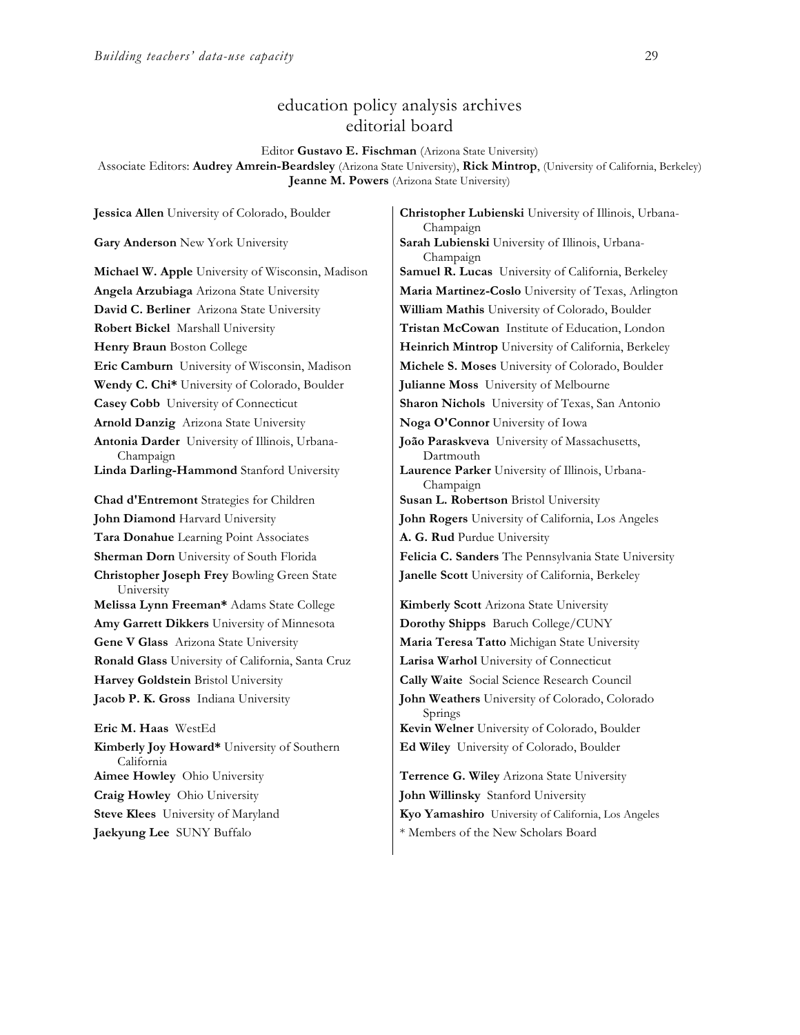# education policy analysis archives
## editorial board

Editor **Gustavo E. Fischman** (Arizona State University)
Associate Editors: **Audrey Amrein-Beardsley** (Arizona State University), **Rick Mintrop**, (University of California, Berkeley) **Jeanne M. Powers** (Arizona State University)

**Jessica Allen** University of Colorado, Boulder

**Gary Anderson** New York University

**Michael W. Apple** University of Wisconsin, Madison

**Angela Arzubiaga** Arizona State University

**David C. Berliner** Arizona State University

**Robert Bickel** Marshall University

**Henry Braun** Boston College

**Eric Camburn** University of Wisconsin, Madison

**Wendy C. Chi*** University of Colorado, Boulder

**Casey Cobb** University of Connecticut

**Arnold Danzig** Arizona State University

**Antonia Darder** University of Illinois, Urbana-Champaign

**Linda Darling-Hammond** Stanford University

**Chad d'Entremont** Strategies for Children

**John Diamond** Harvard University

**Tara Donahue** Learning Point Associates

**Sherman Dorn** University of South Florida

**Christopher Joseph Frey** Bowling Green State University

**Melissa Lynn Freeman*** Adams State College

**Amy Garrett Dikkers** University of Minnesota

**Gene V Glass** Arizona State University

**Ronald Glass** University of California, Santa Cruz

**Harvey Goldstein** Bristol University

**Jacob P. K. Gross** Indiana University

**Eric M. Haas** WestEd

**Kimberly Joy Howard*** University of Southern California

**Aimee Howley** Ohio University

**Craig Howley** Ohio University

**Steve Klees** University of Maryland

**Jaekyung Lee** SUNY Buffalo

**Christopher Lubienski** University of Illinois, Urbana-Champaign

**Sarah Lubienski** University of Illinois, Urbana-Champaign

**Samuel R. Lucas** University of California, Berkeley

**Maria Martinez-Coslo** University of Texas, Arlington

**William Mathis** University of Colorado, Boulder

**Tristan McCowan** Institute of Education, London

**Heinrich Mintrop** University of California, Berkeley

**Michele S. Moses** University of Colorado, Boulder

**Julianne Moss** University of Melbourne

**Sharon Nichols** University of Texas, San Antonio

**Noga O'Connor** University of Iowa

**João Paraskveva** University of Massachusetts, Dartmouth

**Laurence Parker** University of Illinois, Urbana-Champaign

**Susan L. Robertson** Bristol University

**John Rogers** University of California, Los Angeles

**A. G. Rud** Purdue University

**Felicia C. Sanders** The Pennsylvania State University

**Janelle Scott** University of California, Berkeley

**Kimberly Scott** Arizona State University

**Dorothy Shipps** Baruch College/CUNY

**Maria Teresa Tatto** Michigan State University

**Larisa Warhol** University of Connecticut

**Cally Waite** Social Science Research Council

**John Weathers** University of Colorado, Colorado Springs

**Kevin Welner** University of Colorado, Boulder

**Ed Wiley** University of Colorado, Boulder

**Terrence G. Wiley** Arizona State University

**John Willinsky** Stanford University

**Kyo Yamashiro** University of California, Los Angeles

* Members of the New Scholars Board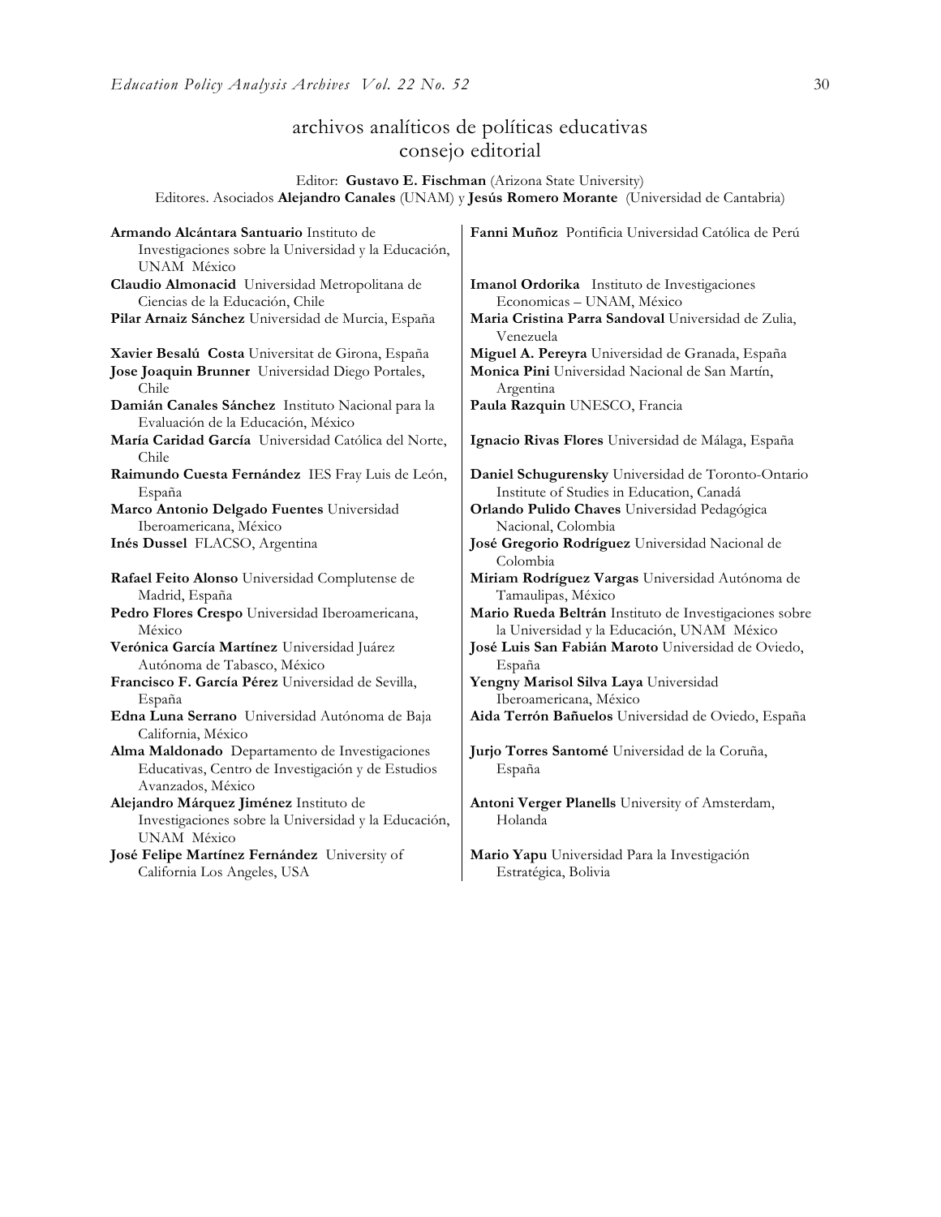# archivos analíticos de políticas educativas
## consejo editorial

Editor: **Gustavo E. Fischman** (Arizona State University)
Editores. Asociados **Alejandro Canales** (UNAM) y **Jesús Romero Morante** (Universidad de Cantabria)

**Armando Alcántara Santuario** Instituto de Investigaciones sobre la Universidad y la Educación, UNAM México

**Claudio Almonacid** Universidad Metropolitana de Ciencias de la Educación, Chile

**Pilar Arnaiz Sánchez** Universidad de Murcia, España

**Xavier Besalú Costa** Universitat de Girona, España

**Jose Joaquin Brunner** Universidad Diego Portales, Chile

**Damián Canales Sánchez** Instituto Nacional para la Evaluación de la Educación, México

**María Caridad García** Universidad Católica del Norte, Chile

**Raimundo Cuesta Fernández** IES Fray Luis de León, España

**Marco Antonio Delgado Fuentes** Universidad Iberoamericana, México

**Inés Dussel** FLACSO, Argentina

**Rafael Feito Alonso** Universidad Complutense de Madrid, España

**Pedro Flores Crespo** Universidad Iberoamericana, México

**Verónica García Martínez** Universidad Juárez Autónoma de Tabasco, México

**Francisco F. García Pérez** Universidad de Sevilla, España

**Edna Luna Serrano** Universidad Autónoma de Baja California, México

**Alma Maldonado** Departamento de Investigaciones Educativas, Centro de Investigación y de Estudios Avanzados, México

**Alejandro Márquez Jiménez** Instituto de Investigaciones sobre la Universidad y la Educación, UNAM México

**José Felipe Martínez Fernández** University of California Los Angeles, USA

**Fanni Muñoz** Pontificia Universidad Católica de Perú

**Imanol Ordorika** Instituto de Investigaciones Economicas – UNAM, México

**Maria Cristina Parra Sandoval** Universidad de Zulia, Venezuela

**Miguel A. Pereyra** Universidad de Granada, España

**Monica Pini** Universidad Nacional de San Martín, Argentina

**Paula Razquin** UNESCO, Francia

**Ignacio Rivas Flores** Universidad de Málaga, España

**Daniel Schugurensky** Universidad de Toronto-Ontario Institute of Studies in Education, Canadá

**Orlando Pulido Chaves** Universidad Pedagógica Nacional, Colombia

**José Gregorio Rodríguez** Universidad Nacional de Colombia

**Miriam Rodríguez Vargas** Universidad Autónoma de Tamaulipas, México

**Mario Rueda Beltrán** Instituto de Investigaciones sobre la Universidad y la Educación, UNAM México

**José Luis San Fabián Maroto** Universidad de Oviedo, España

**Yengny Marisol Silva Laya** Universidad Iberoamericana, México

**Aida Terrón Bañuelos** Universidad de Oviedo, España

**Jurjo Torres Santomé** Universidad de la Coruña, España

**Antoni Verger Planells** University of Amsterdam, Holanda

**Mario Yapu** Universidad Para la Investigación Estratégica, Bolivia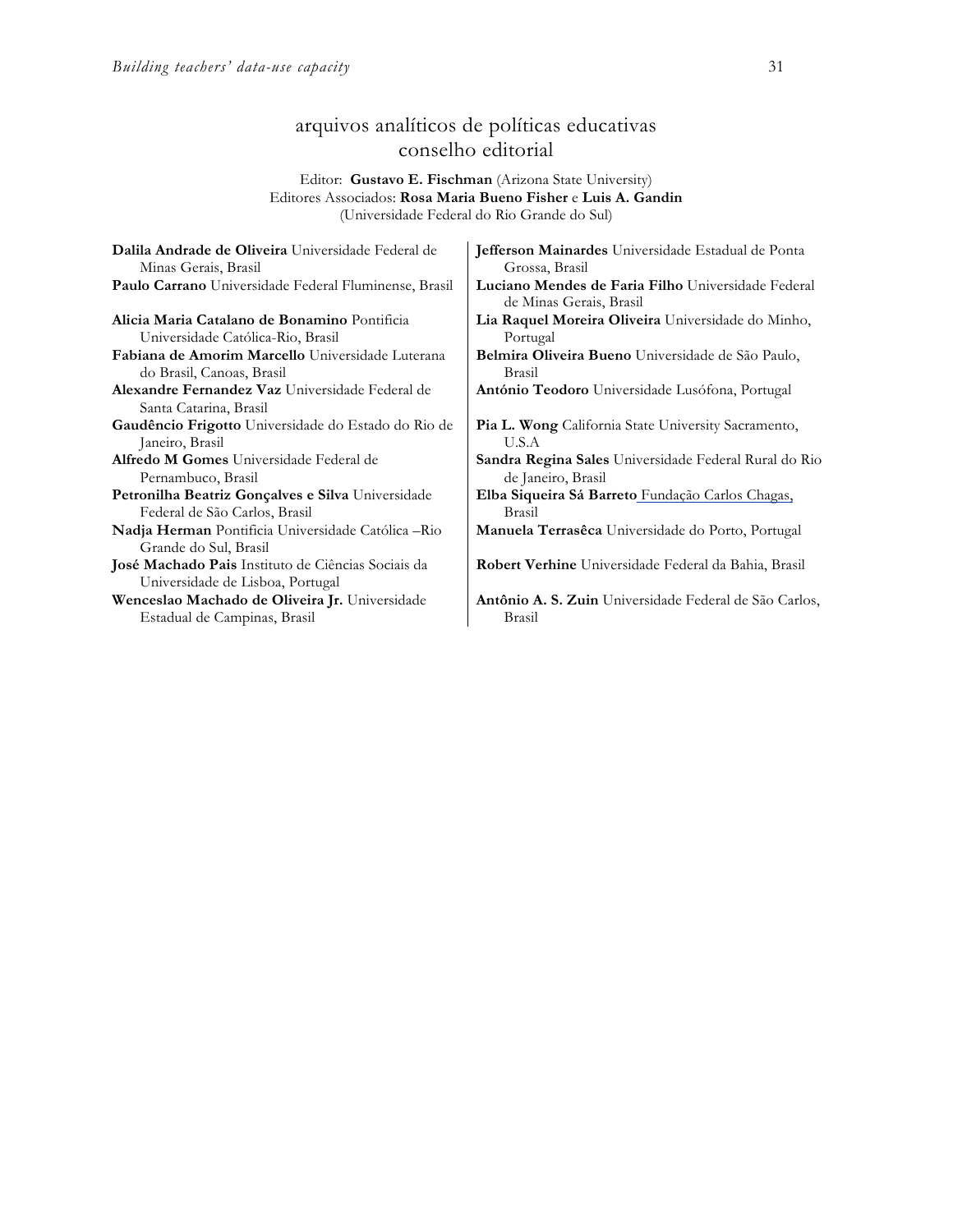# arquivos analíticos de políticas educativas conselho editorial

Editor: **Gustavo E. Fischman** (Arizona State University)
Editores Associados: **Rosa Maria Bueno Fisher** e **Luis A. Gandin**
(Universidade Federal do Rio Grande do Sul)

**Dalila Andrade de Oliveira** Universidade Federal de Minas Gerais, Brasil

**Paulo Carrano** Universidade Federal Fluminense, Brasil

**Alicia Maria Catalano de Bonamino** Pontificia Universidade Católica-Rio, Brasil

**Fabiana de Amorim Marcello** Universidade Luterana do Brasil, Canoas, Brasil

**Alexandre Fernandez Vaz** Universidade Federal de Santa Catarina, Brasil

**Gaudêncio Frigotto** Universidade do Estado do Rio de Janeiro, Brasil

**Alfredo M Gomes** Universidade Federal de Pernambuco, Brasil

**Petronilha Beatriz Gonçalves e Silva** Universidade Federal de São Carlos, Brasil

**Nadja Herman** Pontificia Universidade Católica –Rio Grande do Sul, Brasil

**José Machado Pais** Instituto de Ciências Sociais da Universidade de Lisboa, Portugal

**Wenceslao Machado de Oliveira Jr.** Universidade Estadual de Campinas, Brasil

**Jefferson Mainardes** Universidade Estadual de Ponta Grossa, Brasil

**Luciano Mendes de Faria Filho** Universidade Federal de Minas Gerais, Brasil

**Lia Raquel Moreira Oliveira** Universidade do Minho, Portugal

**Belmira Oliveira Bueno** Universidade de São Paulo, Brasil

**António Teodoro** Universidade Lusófona, Portugal

**Pia L. Wong** California State University Sacramento, U.S.A

**Sandra Regina Sales** Universidade Federal Rural do Rio de Janeiro, Brasil

**Elba Siqueira Sá Barreto** Fundação Carlos Chagas, Brasil

**Manuela Terrasêca** Universidade do Porto, Portugal

**Robert Verhine** Universidade Federal da Bahia, Brasil

**Antônio A. S. Zuin** Universidade Federal de São Carlos, Brasil